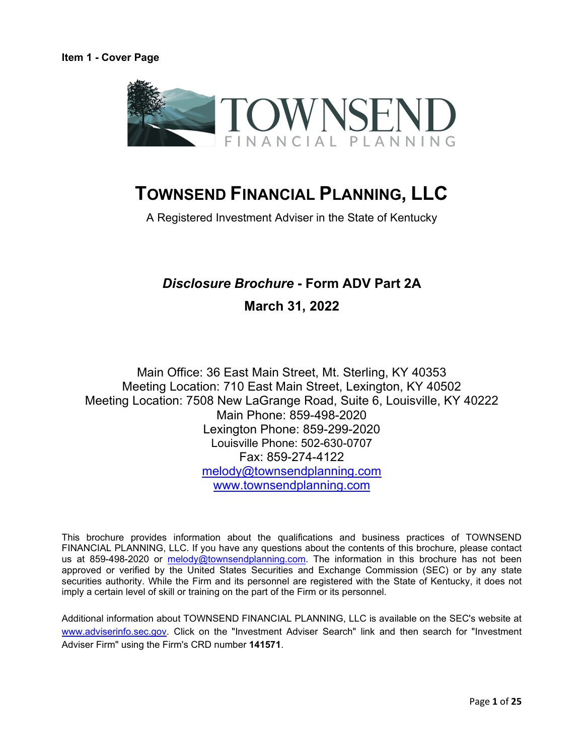**Item 1 - Cover Page**

# TOWNSEND FINANCIAL PLANNING, LLC

A Registered Investment Adviser in the State of Kentucky

## *Disclosure Brochure* - Form ADV Part 2A

**March 31, 2022**

Main Office: 36 East Main Street, Mt. Sterling, KY 40353
Meeting Location: 710 East Main Street, Lexington, KY 40502
Meeting Location: 7508 New LaGrange Road, Suite 6, Louisville, KY 40222
Main Phone: 859-498-2020
Lexington Phone: 859-299-2020
Louisville Phone: 502-630-0707
Fax: 859-274-4122
melody@townsendplanning.com
www.townsendplanning.com

This brochure provides information about the qualifications and business practices of TOWNSEND FINANCIAL PLANNING, LLC. If you have any questions about the contents of this brochure, please contact us at 859-498-2020 or melody@townsendplanning.com. The information in this brochure has not been approved or verified by the United States Securities and Exchange Commission (SEC) or by any state securities authority. While the Firm and its personnel are registered with the State of Kentucky, it does not imply a certain level of skill or training on the part of the Firm or its personnel.

Additional information about TOWNSEND FINANCIAL PLANNING, LLC is available on the SEC's website at www.adviserinfo.sec.gov. Click on the "Investment Adviser Search" link and then search for "Investment Adviser Firm" using the Firm's CRD number **141571**.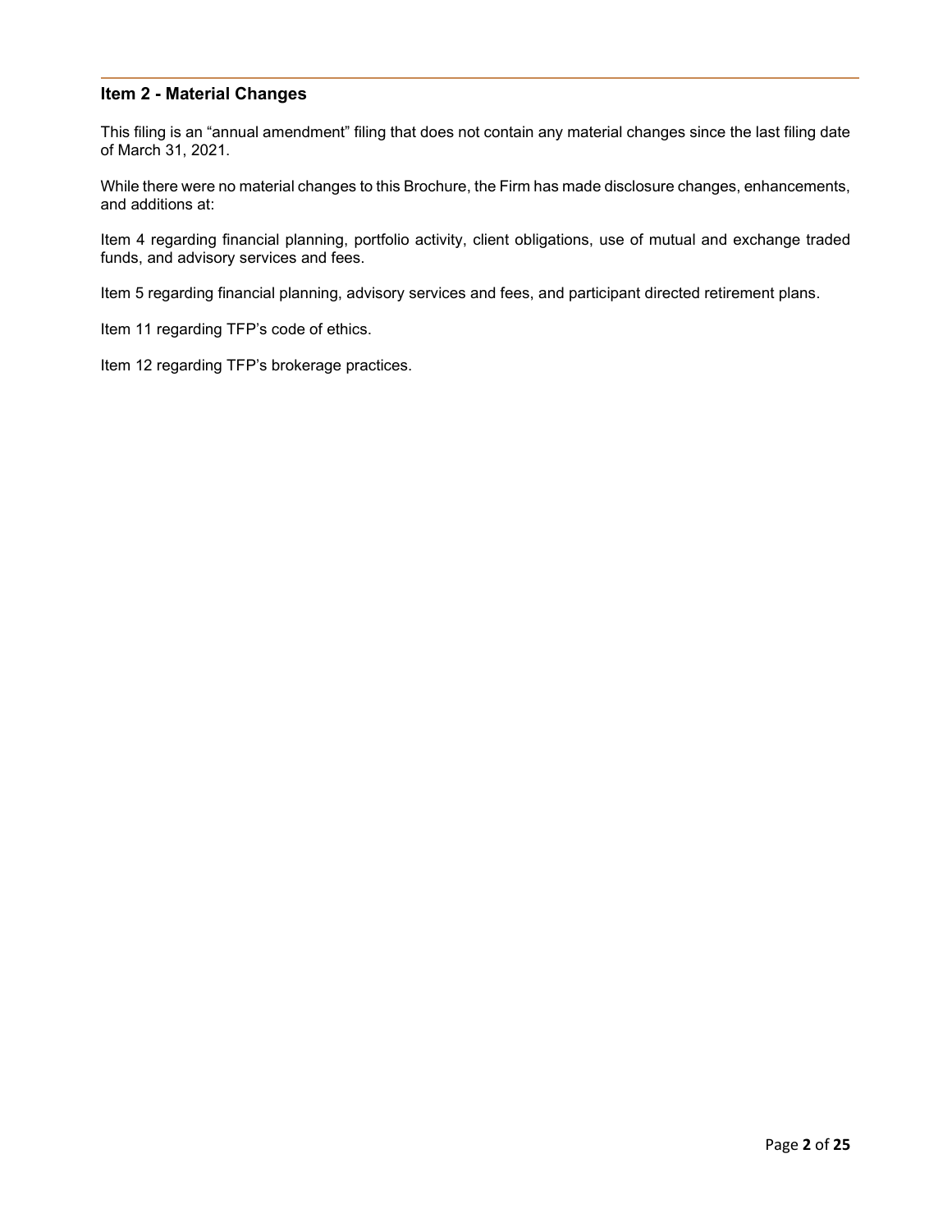## Item 2 - Material Changes

This filing is an "annual amendment" filing that does not contain any material changes since the last filing date of March 31, 2021.

While there were no material changes to this Brochure, the Firm has made disclosure changes, enhancements, and additions at:

Item 4 regarding financial planning, portfolio activity, client obligations, use of mutual and exchange traded funds, and advisory services and fees.

Item 5 regarding financial planning, advisory services and fees, and participant directed retirement plans.

Item 11 regarding TFP's code of ethics.

Item 12 regarding TFP's brokerage practices.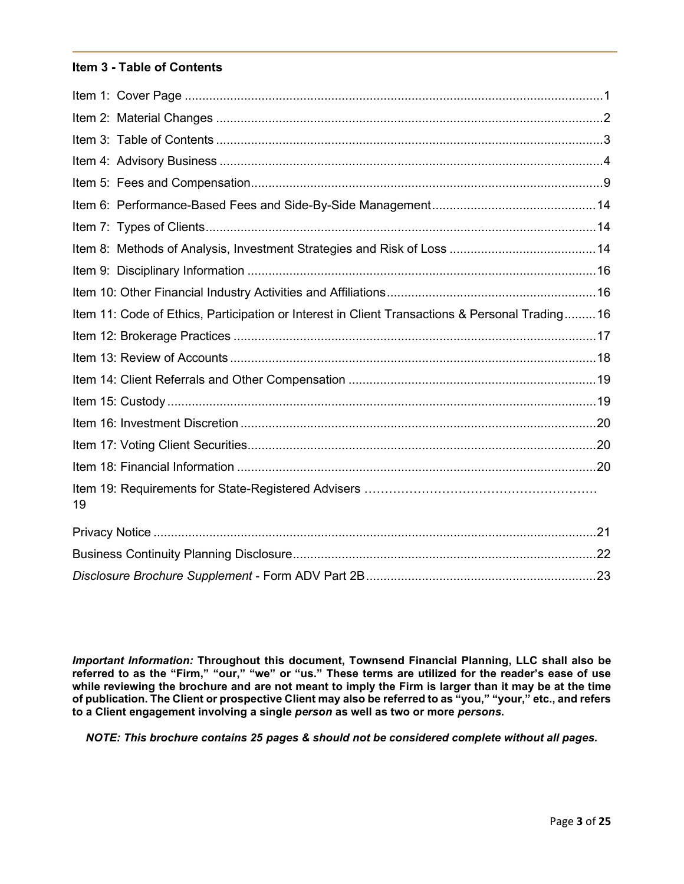## Item 3 - Table of Contents

Item 1: Cover Page ........................................................................................................................1
Item 2: Material Changes ...............................................................................................................2
Item 3: Table of Contents ...............................................................................................................3
Item 4: Advisory Business ..............................................................................................................4
Item 5: Fees and Compensation......................................................................................................9
Item 6: Performance-Based Fees and Side-By-Side Management...............................................14
Item 7: Types of Clients.................................................................................................................14
Item 8: Methods of Analysis, Investment Strategies and Risk of Loss ..........................................14
Item 9: Disciplinary Information ....................................................................................................16
Item 10: Other Financial Industry Activities and Affiliations............................................................16
Item 11: Code of Ethics, Participation or Interest in Client Transactions & Personal Trading.........16
Item 12: Brokerage Practices ........................................................................................................17
Item 13: Review of Accounts .........................................................................................................18
Item 14: Client Referrals and Other Compensation .......................................................................19
Item 15: Custody ...........................................................................................................................19
Item 16: Investment Discretion ......................................................................................................20
Item 17: Voting Client Securities....................................................................................................20
Item 18: Financial Information .......................................................................................................20
Item 19: Requirements for State-Registered Advisers ………………………………………………… 19

Privacy Notice ...............................................................................................................................21
Business Continuity Planning Disclosure.......................................................................................22
*Disclosure Brochure Supplement* - Form ADV Part 2B..................................................................23

***Important Information:*** **Throughout this document, Townsend Financial Planning, LLC shall also be referred to as the "Firm," "our," "we" or "us." These terms are utilized for the reader's ease of use while reviewing the brochure and are not meant to imply the Firm is larger than it may be at the time of publication. The Client or prospective Client may also be referred to as "you," "your," etc., and refers to a Client engagement involving a single *person* as well as two or more *persons.***

***NOTE: This brochure contains 25 pages & should not be considered complete without all pages.***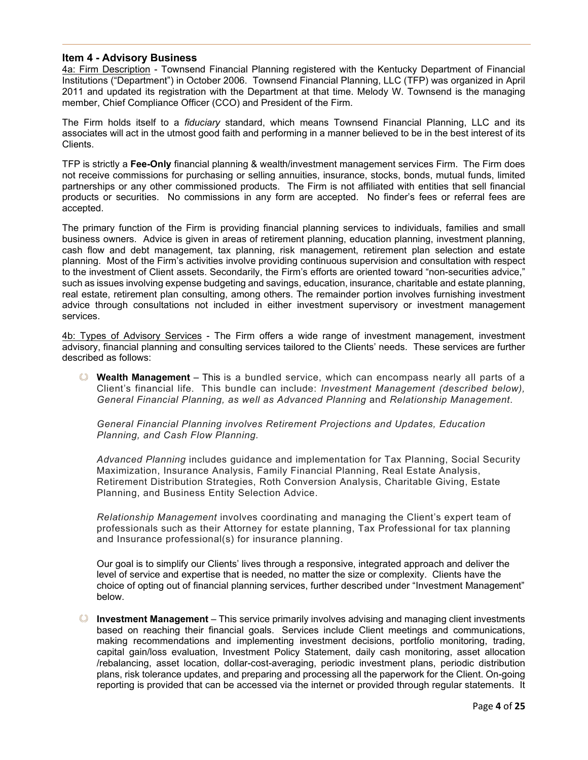## Item 4 - Advisory Business

4a: Firm Description - Townsend Financial Planning registered with the Kentucky Department of Financial Institutions ("Department") in October 2006. Townsend Financial Planning, LLC (TFP) was organized in April 2011 and updated its registration with the Department at that time. Melody W. Townsend is the managing member, Chief Compliance Officer (CCO) and President of the Firm.

The Firm holds itself to a *fiduciary* standard, which means Townsend Financial Planning, LLC and its associates will act in the utmost good faith and performing in a manner believed to be in the best interest of its Clients.

TFP is strictly a **Fee-Only** financial planning & wealth/investment management services Firm. The Firm does not receive commissions for purchasing or selling annuities, insurance, stocks, bonds, mutual funds, limited partnerships or any other commissioned products. The Firm is not affiliated with entities that sell financial products or securities. No commissions in any form are accepted. No finder's fees or referral fees are accepted.

The primary function of the Firm is providing financial planning services to individuals, families and small business owners. Advice is given in areas of retirement planning, education planning, investment planning, cash flow and debt management, tax planning, risk management, retirement plan selection and estate planning. Most of the Firm's activities involve providing continuous supervision and consultation with respect to the investment of Client assets. Secondarily, the Firm's efforts are oriented toward "non-securities advice," such as issues involving expense budgeting and savings, education, insurance, charitable and estate planning, real estate, retirement plan consulting, among others. The remainder portion involves furnishing investment advice through consultations not included in either investment supervisory or investment management services.

4b: Types of Advisory Services - The Firm offers a wide range of investment management, investment advisory, financial planning and consulting services tailored to the Clients' needs. These services are further described as follows:

- **Wealth Management** – This is a bundled service, which can encompass nearly all parts of a Client's financial life. This bundle can include: *Investment Management (described below), General Financial Planning, as well as Advanced Planning* and *Relationship Management*.

  *General Financial Planning involves Retirement Projections and Updates, Education Planning, and Cash Flow Planning.*

  *Advanced Planning* includes guidance and implementation for Tax Planning, Social Security Maximization, Insurance Analysis, Family Financial Planning, Real Estate Analysis, Retirement Distribution Strategies, Roth Conversion Analysis, Charitable Giving, Estate Planning, and Business Entity Selection Advice.

  *Relationship Management* involves coordinating and managing the Client's expert team of professionals such as their Attorney for estate planning, Tax Professional for tax planning and Insurance professional(s) for insurance planning.

  Our goal is to simplify our Clients' lives through a responsive, integrated approach and deliver the level of service and expertise that is needed, no matter the size or complexity. Clients have the choice of opting out of financial planning services, further described under "Investment Management" below.

- **Investment Management** – This service primarily involves advising and managing client investments based on reaching their financial goals. Services include Client meetings and communications, making recommendations and implementing investment decisions, portfolio monitoring, trading, capital gain/loss evaluation, Investment Policy Statement, daily cash monitoring, asset allocation /rebalancing, asset location, dollar-cost-averaging, periodic investment plans, periodic distribution plans, risk tolerance updates, and preparing and processing all the paperwork for the Client. On-going reporting is provided that can be accessed via the internet or provided through regular statements. It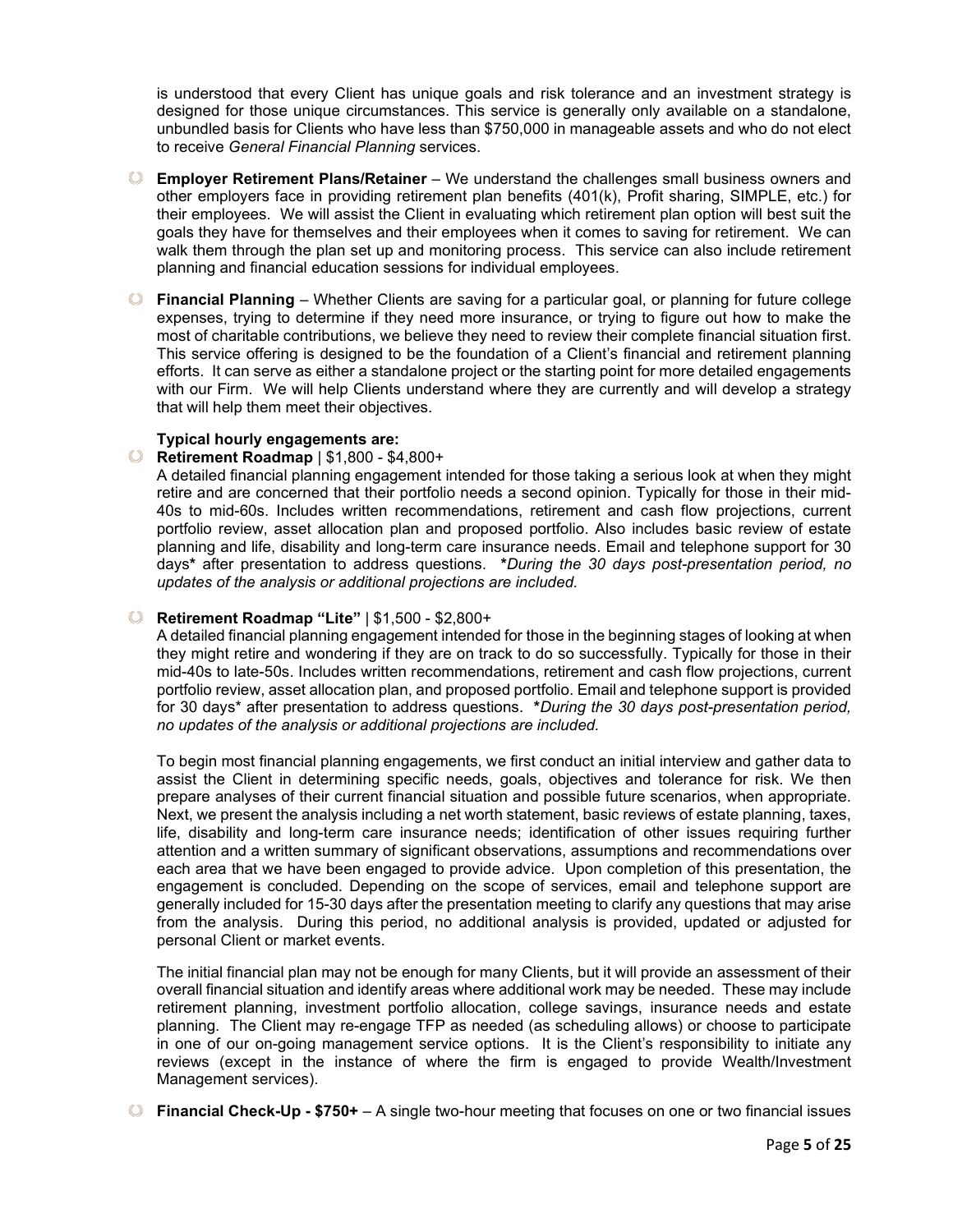is understood that every Client has unique goals and risk tolerance and an investment strategy is designed for those unique circumstances. This service is generally only available on a standalone, unbundled basis for Clients who have less than $750,000 in manageable assets and who do not elect to receive *General Financial Planning* services.

- **Employer Retirement Plans/Retainer** – We understand the challenges small business owners and other employers face in providing retirement plan benefits (401(k), Profit sharing, SIMPLE, etc.) for their employees. We will assist the Client in evaluating which retirement plan option will best suit the goals they have for themselves and their employees when it comes to saving for retirement. We can walk them through the plan set up and monitoring process. This service can also include retirement planning and financial education sessions for individual employees.

- **Financial Planning** – Whether Clients are saving for a particular goal, or planning for future college expenses, trying to determine if they need more insurance, or trying to figure out how to make the most of charitable contributions, we believe they need to review their complete financial situation first. This service offering is designed to be the foundation of a Client's financial and retirement planning efforts. It can serve as either a standalone project or the starting point for more detailed engagements with our Firm. We will help Clients understand where they are currently and will develop a strategy that will help them meet their objectives.

  **Typical hourly engagements are:**

- **Retirement Roadmap** | $1,800 - $4,800+
  A detailed financial planning engagement intended for those taking a serious look at when they might retire and are concerned that their portfolio needs a second opinion. Typically for those in their mid-40s to mid-60s. Includes written recommendations, retirement and cash flow projections, current portfolio review, asset allocation plan and proposed portfolio. Also includes basic review of estate planning and life, disability and long-term care insurance needs. Email and telephone support for 30 days**\*** after presentation to address questions. ***\*During the 30 days post-presentation period, no updates of the analysis or additional projections are included.***

- **Retirement Roadmap "Lite"** | $1,500 - $2,800+
  A detailed financial planning engagement intended for those in the beginning stages of looking at when they might retire and wondering if they are on track to do so successfully. Typically for those in their mid-40s to late-50s. Includes written recommendations, retirement and cash flow projections, current portfolio review, asset allocation plan, and proposed portfolio. Email and telephone support is provided for 30 days* after presentation to address questions. ***\*During the 30 days post-presentation period, no updates of the analysis or additional projections are included.***

  To begin most financial planning engagements, we first conduct an initial interview and gather data to assist the Client in determining specific needs, goals, objectives and tolerance for risk. We then prepare analyses of their current financial situation and possible future scenarios, when appropriate. Next, we present the analysis including a net worth statement, basic reviews of estate planning, taxes, life, disability and long-term care insurance needs; identification of other issues requiring further attention and a written summary of significant observations, assumptions and recommendations over each area that we have been engaged to provide advice. Upon completion of this presentation, the engagement is concluded. Depending on the scope of services, email and telephone support are generally included for 15-30 days after the presentation meeting to clarify any questions that may arise from the analysis. During this period, no additional analysis is provided, updated or adjusted for personal Client or market events.

  The initial financial plan may not be enough for many Clients, but it will provide an assessment of their overall financial situation and identify areas where additional work may be needed. These may include retirement planning, investment portfolio allocation, college savings, insurance needs and estate planning. The Client may re-engage TFP as needed (as scheduling allows) or choose to participate in one of our on-going management service options. It is the Client's responsibility to initiate any reviews (except in the instance of where the firm is engaged to provide Wealth/Investment Management services).

- **Financial Check-Up - $750+** – A single two-hour meeting that focuses on one or two financial issues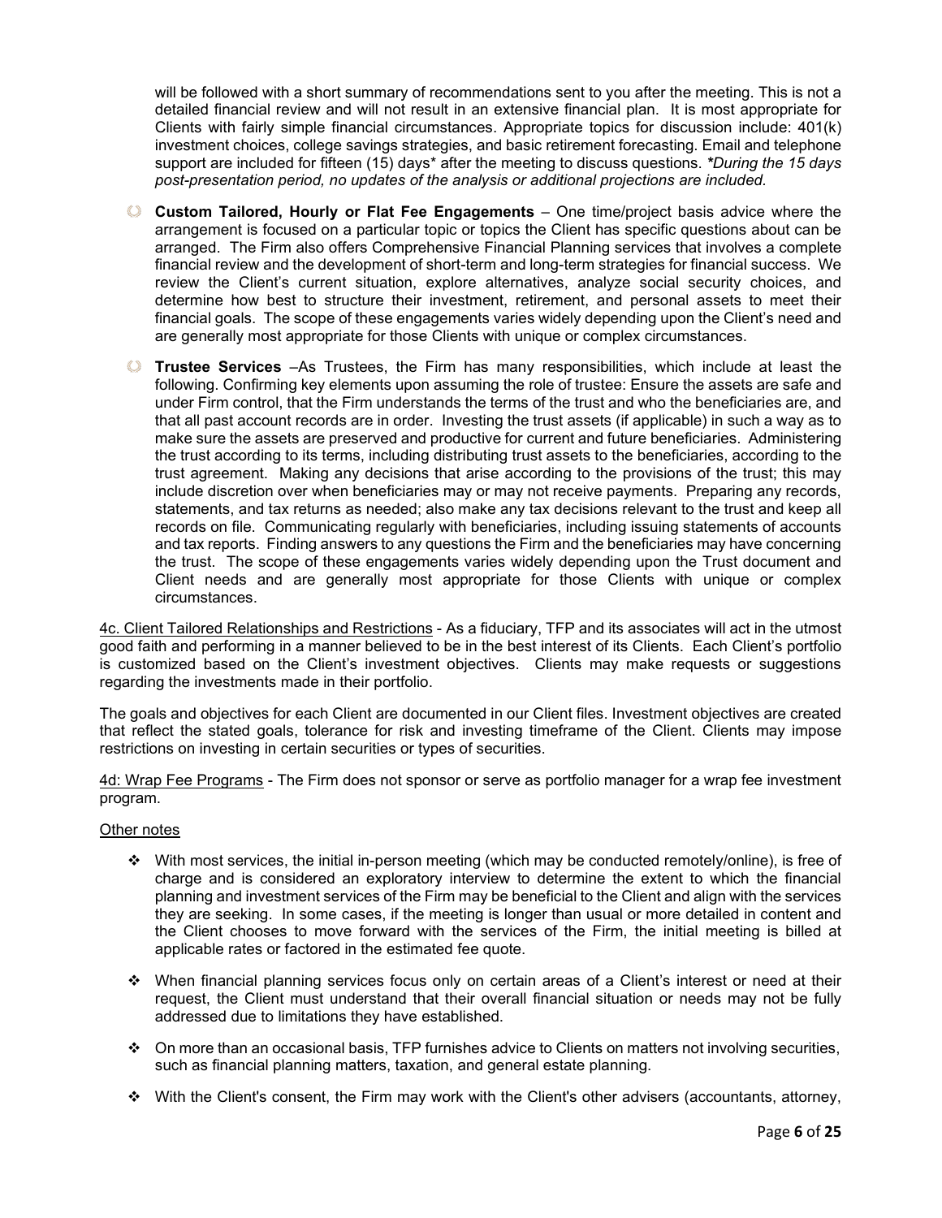will be followed with a short summary of recommendations sent to you after the meeting. This is not a detailed financial review and will not result in an extensive financial plan. It is most appropriate for Clients with fairly simple financial circumstances. Appropriate topics for discussion include: 401(k) investment choices, college savings strategies, and basic retirement forecasting. Email and telephone support are included for fifteen (15) days* after the meeting to discuss questions. ***During the 15 days post-presentation period, no updates of the analysis or additional projections are included.***

- **Custom Tailored, Hourly or Flat Fee Engagements** – One time/project basis advice where the arrangement is focused on a particular topic or topics the Client has specific questions about can be arranged. The Firm also offers Comprehensive Financial Planning services that involves a complete financial review and the development of short-term and long-term strategies for financial success. We review the Client's current situation, explore alternatives, analyze social security choices, and determine how best to structure their investment, retirement, and personal assets to meet their financial goals. The scope of these engagements varies widely depending upon the Client's need and are generally most appropriate for those Clients with unique or complex circumstances.

- **Trustee Services** –As Trustees, the Firm has many responsibilities, which include at least the following. Confirming key elements upon assuming the role of trustee: Ensure the assets are safe and under Firm control, that the Firm understands the terms of the trust and who the beneficiaries are, and that all past account records are in order. Investing the trust assets (if applicable) in such a way as to make sure the assets are preserved and productive for current and future beneficiaries. Administering the trust according to its terms, including distributing trust assets to the beneficiaries, according to the trust agreement. Making any decisions that arise according to the provisions of the trust; this may include discretion over when beneficiaries may or may not receive payments. Preparing any records, statements, and tax returns as needed; also make any tax decisions relevant to the trust and keep all records on file. Communicating regularly with beneficiaries, including issuing statements of accounts and tax reports. Finding answers to any questions the Firm and the beneficiaries may have concerning the trust. The scope of these engagements varies widely depending upon the Trust document and Client needs and are generally most appropriate for those Clients with unique or complex circumstances.

<u>4c. Client Tailored Relationships and Restrictions</u> - As a fiduciary, TFP and its associates will act in the utmost good faith and performing in a manner believed to be in the best interest of its Clients. Each Client's portfolio is customized based on the Client's investment objectives. Clients may make requests or suggestions regarding the investments made in their portfolio.

The goals and objectives for each Client are documented in our Client files. Investment objectives are created that reflect the stated goals, tolerance for risk and investing timeframe of the Client. Clients may impose restrictions on investing in certain securities or types of securities.

<u>4d: Wrap Fee Programs</u> - The Firm does not sponsor or serve as portfolio manager for a wrap fee investment program.

<u>Other notes</u>

- With most services, the initial in-person meeting (which may be conducted remotely/online), is free of charge and is considered an exploratory interview to determine the extent to which the financial planning and investment services of the Firm may be beneficial to the Client and align with the services they are seeking. In some cases, if the meeting is longer than usual or more detailed in content and the Client chooses to move forward with the services of the Firm, the initial meeting is billed at applicable rates or factored in the estimated fee quote.

- When financial planning services focus only on certain areas of a Client's interest or need at their request, the Client must understand that their overall financial situation or needs may not be fully addressed due to limitations they have established.

- On more than an occasional basis, TFP furnishes advice to Clients on matters not involving securities, such as financial planning matters, taxation, and general estate planning.

- With the Client's consent, the Firm may work with the Client's other advisers (accountants, attorney,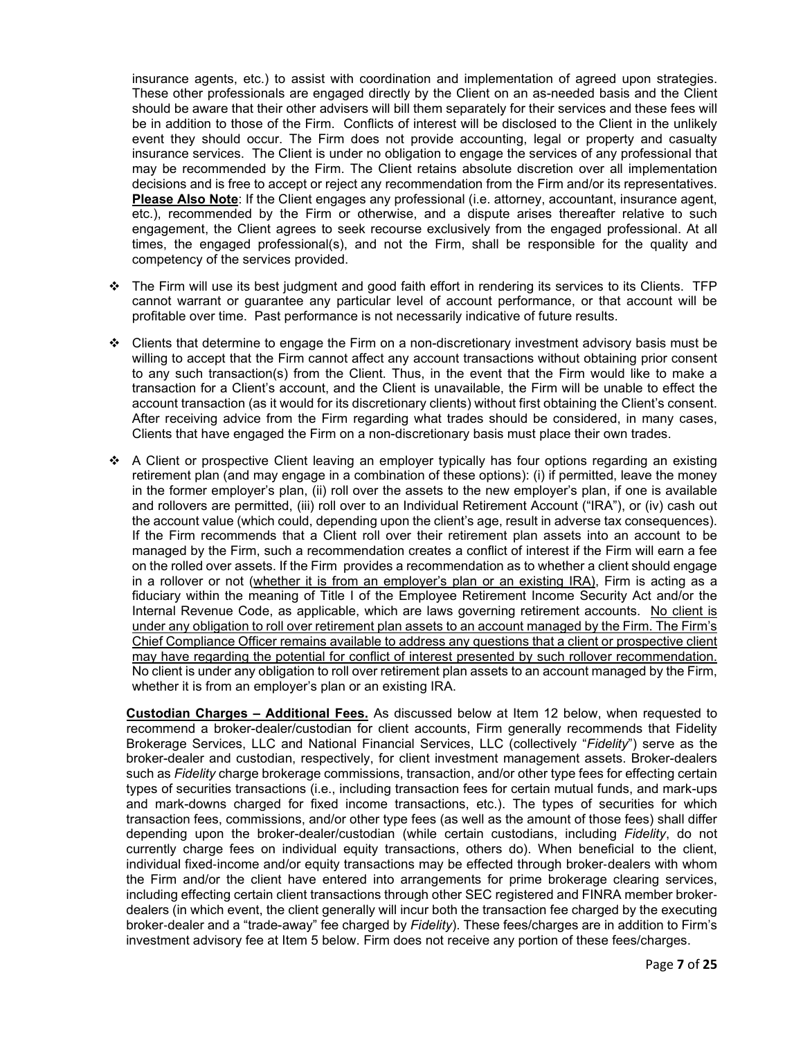insurance agents, etc.) to assist with coordination and implementation of agreed upon strategies. These other professionals are engaged directly by the Client on an as-needed basis and the Client should be aware that their other advisers will bill them separately for their services and these fees will be in addition to those of the Firm. Conflicts of interest will be disclosed to the Client in the unlikely event they should occur. The Firm does not provide accounting, legal or property and casualty insurance services. The Client is under no obligation to engage the services of any professional that may be recommended by the Firm. The Client retains absolute discretion over all implementation decisions and is free to accept or reject any recommendation from the Firm and/or its representatives. **Please Also Note**: If the Client engages any professional (i.e. attorney, accountant, insurance agent, etc.), recommended by the Firm or otherwise, and a dispute arises thereafter relative to such engagement, the Client agrees to seek recourse exclusively from the engaged professional. At all times, the engaged professional(s), and not the Firm, shall be responsible for the quality and competency of the services provided.

- The Firm will use its best judgment and good faith effort in rendering its services to its Clients. TFP cannot warrant or guarantee any particular level of account performance, or that account will be profitable over time. Past performance is not necessarily indicative of future results.
- Clients that determine to engage the Firm on a non-discretionary investment advisory basis must be willing to accept that the Firm cannot affect any account transactions without obtaining prior consent to any such transaction(s) from the Client. Thus, in the event that the Firm would like to make a transaction for a Client's account, and the Client is unavailable, the Firm will be unable to effect the account transaction (as it would for its discretionary clients) without first obtaining the Client's consent. After receiving advice from the Firm regarding what trades should be considered, in many cases, Clients that have engaged the Firm on a non-discretionary basis must place their own trades.
- A Client or prospective Client leaving an employer typically has four options regarding an existing retirement plan (and may engage in a combination of these options): (i) if permitted, leave the money in the former employer's plan, (ii) roll over the assets to the new employer's plan, if one is available and rollovers are permitted, (iii) roll over to an Individual Retirement Account ("IRA"), or (iv) cash out the account value (which could, depending upon the client's age, result in adverse tax consequences). If the Firm recommends that a Client roll over their retirement plan assets into an account to be managed by the Firm, such a recommendation creates a conflict of interest if the Firm will earn a fee on the rolled over assets. If the Firm provides a recommendation as to whether a client should engage in a rollover or not (<u>whether it is from an employer's plan or an existing IRA</u>), Firm is acting as a fiduciary within the meaning of Title I of the Employee Retirement Income Security Act and/or the Internal Revenue Code, as applicable, which are laws governing retirement accounts. <u>No client is under any obligation to roll over retirement plan assets to an account managed by the Firm. The Firm's Chief Compliance Officer remains available to address any questions that a client or prospective client may have regarding the potential for conflict of interest presented by such rollover recommendation.</u> No client is under any obligation to roll over retirement plan assets to an account managed by the Firm, whether it is from an employer's plan or an existing IRA.

**<u>Custodian Charges – Additional Fees.</u>** As discussed below at Item 12 below, when requested to recommend a broker-dealer/custodian for client accounts, Firm generally recommends that Fidelity Brokerage Services, LLC and National Financial Services, LLC (collectively "*Fidelity*") serve as the broker-dealer and custodian, respectively, for client investment management assets. Broker-dealers such as *Fidelity* charge brokerage commissions, transaction, and/or other type fees for effecting certain types of securities transactions (i.e., including transaction fees for certain mutual funds, and mark-ups and mark-downs charged for fixed income transactions, etc.). The types of securities for which transaction fees, commissions, and/or other type fees (as well as the amount of those fees) shall differ depending upon the broker-dealer/custodian (while certain custodians, including *Fidelity*, do not currently charge fees on individual equity transactions, others do). When beneficial to the client, individual fixed-income and/or equity transactions may be effected through broker-dealers with whom the Firm and/or the client have entered into arrangements for prime brokerage clearing services, including effecting certain client transactions through other SEC registered and FINRA member broker-dealers (in which event, the client generally will incur both the transaction fee charged by the executing broker-dealer and a "trade-away" fee charged by *Fidelity*). These fees/charges are in addition to Firm's investment advisory fee at Item 5 below. Firm does not receive any portion of these fees/charges.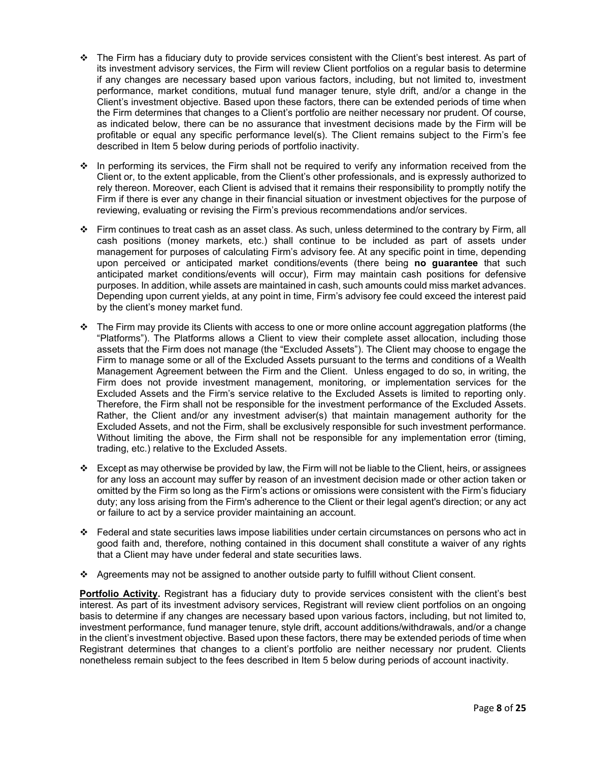- The Firm has a fiduciary duty to provide services consistent with the Client's best interest. As part of its investment advisory services, the Firm will review Client portfolios on a regular basis to determine if any changes are necessary based upon various factors, including, but not limited to, investment performance, market conditions, mutual fund manager tenure, style drift, and/or a change in the Client's investment objective. Based upon these factors, there can be extended periods of time when the Firm determines that changes to a Client's portfolio are neither necessary nor prudent. Of course, as indicated below, there can be no assurance that investment decisions made by the Firm will be profitable or equal any specific performance level(s). The Client remains subject to the Firm's fee described in Item 5 below during periods of portfolio inactivity.

- In performing its services, the Firm shall not be required to verify any information received from the Client or, to the extent applicable, from the Client's other professionals, and is expressly authorized to rely thereon. Moreover, each Client is advised that it remains their responsibility to promptly notify the Firm if there is ever any change in their financial situation or investment objectives for the purpose of reviewing, evaluating or revising the Firm's previous recommendations and/or services.

- Firm continues to treat cash as an asset class. As such, unless determined to the contrary by Firm, all cash positions (money markets, etc.) shall continue to be included as part of assets under management for purposes of calculating Firm's advisory fee. At any specific point in time, depending upon perceived or anticipated market conditions/events (there being **no guarantee** that such anticipated market conditions/events will occur), Firm may maintain cash positions for defensive purposes. In addition, while assets are maintained in cash, such amounts could miss market advances. Depending upon current yields, at any point in time, Firm's advisory fee could exceed the interest paid by the client's money market fund.

- The Firm may provide its Clients with access to one or more online account aggregation platforms (the "Platforms"). The Platforms allows a Client to view their complete asset allocation, including those assets that the Firm does not manage (the "Excluded Assets"). The Client may choose to engage the Firm to manage some or all of the Excluded Assets pursuant to the terms and conditions of a Wealth Management Agreement between the Firm and the Client. Unless engaged to do so, in writing, the Firm does not provide investment management, monitoring, or implementation services for the Excluded Assets and the Firm's service relative to the Excluded Assets is limited to reporting only. Therefore, the Firm shall not be responsible for the investment performance of the Excluded Assets. Rather, the Client and/or any investment adviser(s) that maintain management authority for the Excluded Assets, and not the Firm, shall be exclusively responsible for such investment performance. Without limiting the above, the Firm shall not be responsible for any implementation error (timing, trading, etc.) relative to the Excluded Assets.

- Except as may otherwise be provided by law, the Firm will not be liable to the Client, heirs, or assignees for any loss an account may suffer by reason of an investment decision made or other action taken or omitted by the Firm so long as the Firm's actions or omissions were consistent with the Firm's fiduciary duty; any loss arising from the Firm's adherence to the Client or their legal agent's direction; or any act or failure to act by a service provider maintaining an account.

- Federal and state securities laws impose liabilities under certain circumstances on persons who act in good faith and, therefore, nothing contained in this document shall constitute a waiver of any rights that a Client may have under federal and state securities laws.

- Agreements may not be assigned to another outside party to fulfill without Client consent.

**Portfolio Activity.** Registrant has a fiduciary duty to provide services consistent with the client's best interest. As part of its investment advisory services, Registrant will review client portfolios on an ongoing basis to determine if any changes are necessary based upon various factors, including, but not limited to, investment performance, fund manager tenure, style drift, account additions/withdrawals, and/or a change in the client's investment objective. Based upon these factors, there may be extended periods of time when Registrant determines that changes to a client's portfolio are neither necessary nor prudent. Clients nonetheless remain subject to the fees described in Item 5 below during periods of account inactivity.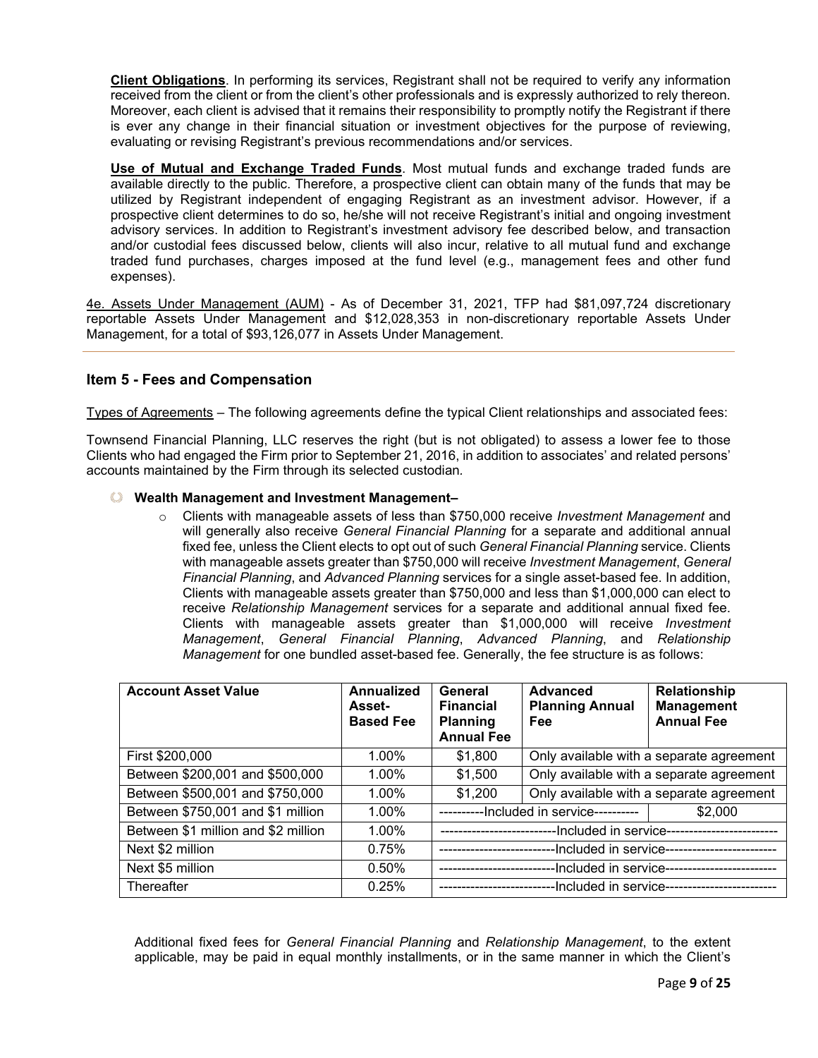**Client Obligations**. In performing its services, Registrant shall not be required to verify any information received from the client or from the client's other professionals and is expressly authorized to rely thereon. Moreover, each client is advised that it remains their responsibility to promptly notify the Registrant if there is ever any change in their financial situation or investment objectives for the purpose of reviewing, evaluating or revising Registrant's previous recommendations and/or services.

**Use of Mutual and Exchange Traded Funds**. Most mutual funds and exchange traded funds are available directly to the public. Therefore, a prospective client can obtain many of the funds that may be utilized by Registrant independent of engaging Registrant as an investment advisor. However, if a prospective client determines to do so, he/she will not receive Registrant's initial and ongoing investment advisory services. In addition to Registrant's investment advisory fee described below, and transaction and/or custodial fees discussed below, clients will also incur, relative to all mutual fund and exchange traded fund purchases, charges imposed at the fund level (e.g., management fees and other fund expenses).

4e. Assets Under Management (AUM) - As of December 31, 2021, TFP had $81,097,724 discretionary reportable Assets Under Management and $12,028,353 in non-discretionary reportable Assets Under Management, for a total of $93,126,077 in Assets Under Management.

## Item 5 - Fees and Compensation

Types of Agreements – The following agreements define the typical Client relationships and associated fees:

Townsend Financial Planning, LLC reserves the right (but is not obligated) to assess a lower fee to those Clients who had engaged the Firm prior to September 21, 2016, in addition to associates' and related persons' accounts maintained by the Firm through its selected custodian.

- **Wealth Management and Investment Management–**
  - Clients with manageable assets of less than $750,000 receive *Investment Management* and will generally also receive *General Financial Planning* for a separate and additional annual fixed fee, unless the Client elects to opt out of such *General Financial Planning* service. Clients with manageable assets greater than $750,000 will receive *Investment Management*, *General Financial Planning*, and *Advanced Planning* services for a single asset-based fee. In addition, Clients with manageable assets greater than $750,000 and less than $1,000,000 can elect to receive *Relationship Management* services for a separate and additional annual fixed fee. Clients with manageable assets greater than $1,000,000 will receive *Investment Management*, *General Financial Planning*, *Advanced Planning*, and *Relationship Management* for one bundled asset-based fee. Generally, the fee structure is as follows:

| Account Asset Value | Annualized Asset-Based Fee | General Financial Planning Annual Fee | Advanced Planning Annual Fee | Relationship Management Annual Fee |
|---|---|---|---|---|
| First $200,000 | 1.00% | $1,800 | Only available with a separate agreement | |
| Between $200,001 and $500,000 | 1.00% | $1,500 | Only available with a separate agreement | |
| Between $500,001 and $750,000 | 1.00% | $1,200 | Only available with a separate agreement | |
| Between $750,001 and $1 million | 1.00% | ----------Included in service---------- | | $2,000 |
| Between $1 million and $2 million | 1.00% | --------------------------Included in service------------------------- | | |
| Next $2 million | 0.75% | --------------------------Included in service------------------------- | | |
| Next $5 million | 0.50% | --------------------------Included in service------------------------- | | |
| Thereafter | 0.25% | --------------------------Included in service------------------------- | | |

Additional fixed fees for *General Financial Planning* and *Relationship Management*, to the extent applicable, may be paid in equal monthly installments, or in the same manner in which the Client's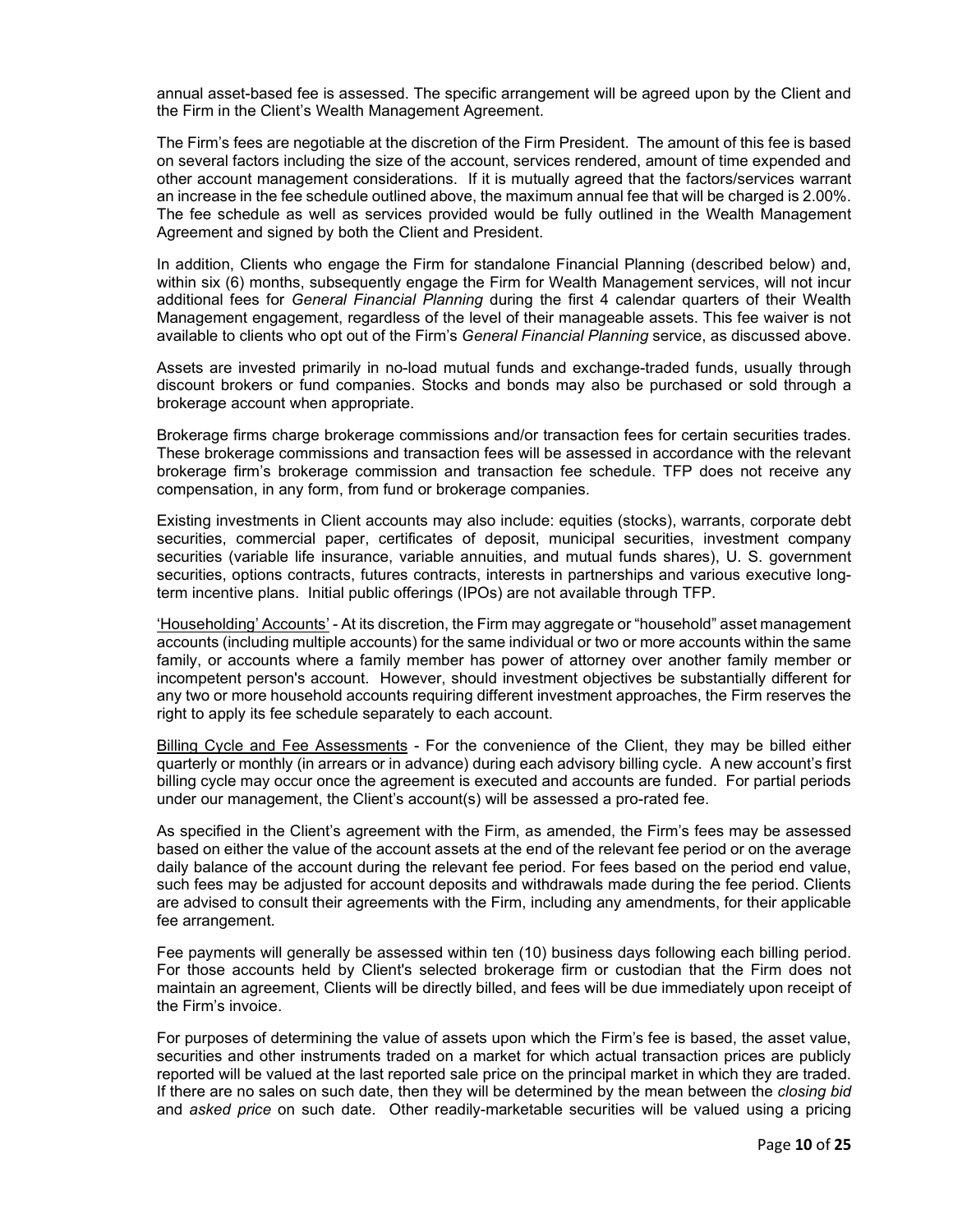annual asset-based fee is assessed. The specific arrangement will be agreed upon by the Client and the Firm in the Client's Wealth Management Agreement.

The Firm's fees are negotiable at the discretion of the Firm President. The amount of this fee is based on several factors including the size of the account, services rendered, amount of time expended and other account management considerations. If it is mutually agreed that the factors/services warrant an increase in the fee schedule outlined above, the maximum annual fee that will be charged is 2.00%. The fee schedule as well as services provided would be fully outlined in the Wealth Management Agreement and signed by both the Client and President.

In addition, Clients who engage the Firm for standalone Financial Planning (described below) and, within six (6) months, subsequently engage the Firm for Wealth Management services, will not incur additional fees for *General Financial Planning* during the first 4 calendar quarters of their Wealth Management engagement, regardless of the level of their manageable assets. This fee waiver is not available to clients who opt out of the Firm's *General Financial Planning* service, as discussed above.

Assets are invested primarily in no-load mutual funds and exchange-traded funds, usually through discount brokers or fund companies. Stocks and bonds may also be purchased or sold through a brokerage account when appropriate.

Brokerage firms charge brokerage commissions and/or transaction fees for certain securities trades. These brokerage commissions and transaction fees will be assessed in accordance with the relevant brokerage firm's brokerage commission and transaction fee schedule. TFP does not receive any compensation, in any form, from fund or brokerage companies.

Existing investments in Client accounts may also include: equities (stocks), warrants, corporate debt securities, commercial paper, certificates of deposit, municipal securities, investment company securities (variable life insurance, variable annuities, and mutual funds shares), U. S. government securities, options contracts, futures contracts, interests in partnerships and various executive long-term incentive plans. Initial public offerings (IPOs) are not available through TFP.

<u>'Householding' Accounts'</u> - At its discretion, the Firm may aggregate or "household" asset management accounts (including multiple accounts) for the same individual or two or more accounts within the same family, or accounts where a family member has power of attorney over another family member or incompetent person's account. However, should investment objectives be substantially different for any two or more household accounts requiring different investment approaches, the Firm reserves the right to apply its fee schedule separately to each account.

<u>Billing Cycle and Fee Assessments</u> - For the convenience of the Client, they may be billed either quarterly or monthly (in arrears or in advance) during each advisory billing cycle. A new account's first billing cycle may occur once the agreement is executed and accounts are funded. For partial periods under our management, the Client's account(s) will be assessed a pro-rated fee.

As specified in the Client's agreement with the Firm, as amended, the Firm's fees may be assessed based on either the value of the account assets at the end of the relevant fee period or on the average daily balance of the account during the relevant fee period. For fees based on the period end value, such fees may be adjusted for account deposits and withdrawals made during the fee period. Clients are advised to consult their agreements with the Firm, including any amendments, for their applicable fee arrangement.

Fee payments will generally be assessed within ten (10) business days following each billing period. For those accounts held by Client's selected brokerage firm or custodian that the Firm does not maintain an agreement, Clients will be directly billed, and fees will be due immediately upon receipt of the Firm's invoice.

For purposes of determining the value of assets upon which the Firm's fee is based, the asset value, securities and other instruments traded on a market for which actual transaction prices are publicly reported will be valued at the last reported sale price on the principal market in which they are traded. If there are no sales on such date, then they will be determined by the mean between the *closing bid* and *asked price* on such date. Other readily-marketable securities will be valued using a pricing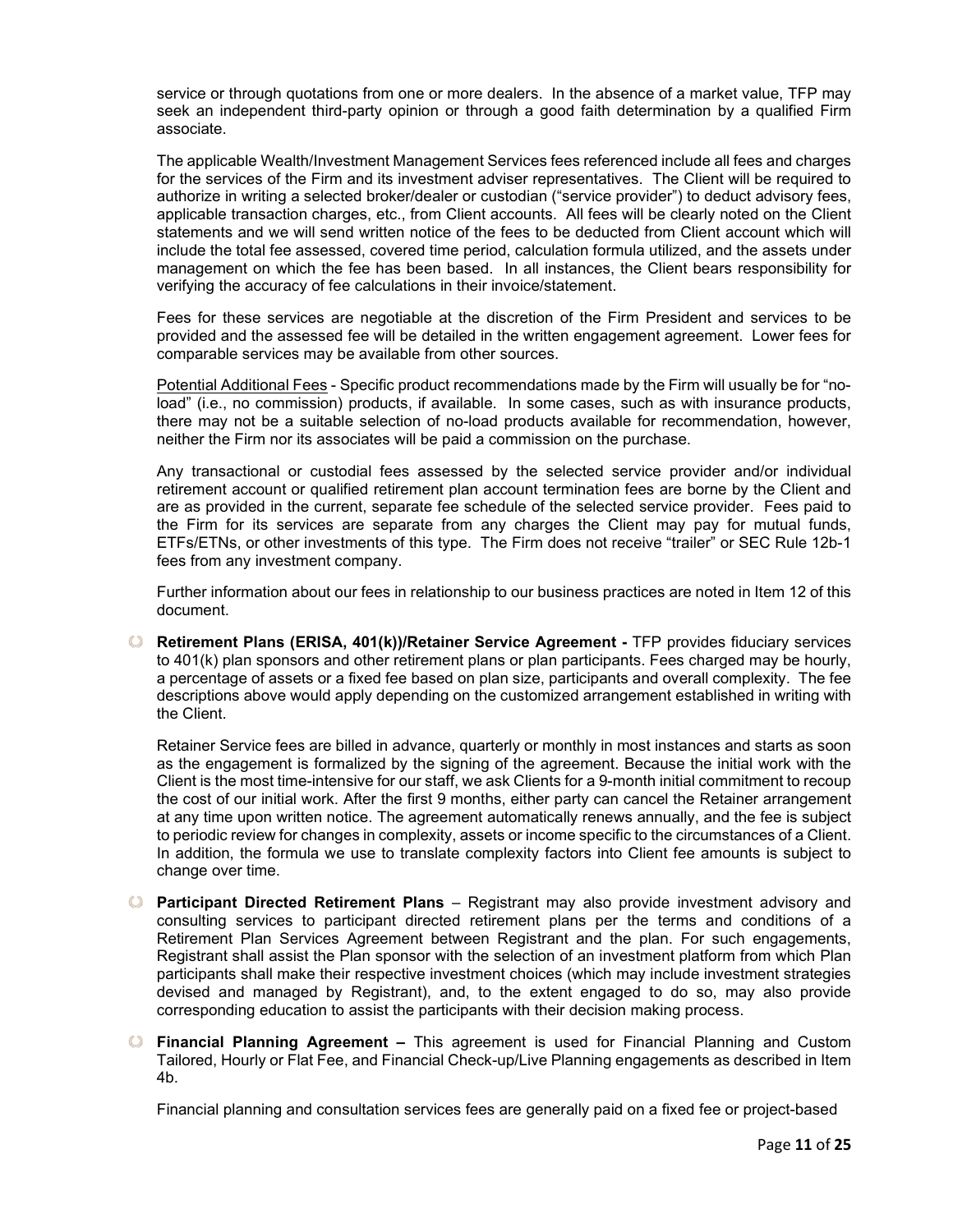service or through quotations from one or more dealers. In the absence of a market value, TFP may seek an independent third-party opinion or through a good faith determination by a qualified Firm associate.

The applicable Wealth/Investment Management Services fees referenced include all fees and charges for the services of the Firm and its investment adviser representatives. The Client will be required to authorize in writing a selected broker/dealer or custodian ("service provider") to deduct advisory fees, applicable transaction charges, etc., from Client accounts. All fees will be clearly noted on the Client statements and we will send written notice of the fees to be deducted from Client account which will include the total fee assessed, covered time period, calculation formula utilized, and the assets under management on which the fee has been based. In all instances, the Client bears responsibility for verifying the accuracy of fee calculations in their invoice/statement.

Fees for these services are negotiable at the discretion of the Firm President and services to be provided and the assessed fee will be detailed in the written engagement agreement. Lower fees for comparable services may be available from other sources.

Potential Additional Fees - Specific product recommendations made by the Firm will usually be for "no-load" (i.e., no commission) products, if available. In some cases, such as with insurance products, there may not be a suitable selection of no-load products available for recommendation, however, neither the Firm nor its associates will be paid a commission on the purchase.

Any transactional or custodial fees assessed by the selected service provider and/or individual retirement account or qualified retirement plan account termination fees are borne by the Client and are as provided in the current, separate fee schedule of the selected service provider. Fees paid to the Firm for its services are separate from any charges the Client may pay for mutual funds, ETFs/ETNs, or other investments of this type. The Firm does not receive "trailer" or SEC Rule 12b-1 fees from any investment company.

Further information about our fees in relationship to our business practices are noted in Item 12 of this document.

- **Retirement Plans (ERISA, 401(k))/Retainer Service Agreement -** TFP provides fiduciary services to 401(k) plan sponsors and other retirement plans or plan participants. Fees charged may be hourly, a percentage of assets or a fixed fee based on plan size, participants and overall complexity. The fee descriptions above would apply depending on the customized arrangement established in writing with the Client.

  Retainer Service fees are billed in advance, quarterly or monthly in most instances and starts as soon as the engagement is formalized by the signing of the agreement. Because the initial work with the Client is the most time-intensive for our staff, we ask Clients for a 9-month initial commitment to recoup the cost of our initial work. After the first 9 months, either party can cancel the Retainer arrangement at any time upon written notice. The agreement automatically renews annually, and the fee is subject to periodic review for changes in complexity, assets or income specific to the circumstances of a Client. In addition, the formula we use to translate complexity factors into Client fee amounts is subject to change over time.

- **Participant Directed Retirement Plans** – Registrant may also provide investment advisory and consulting services to participant directed retirement plans per the terms and conditions of a Retirement Plan Services Agreement between Registrant and the plan. For such engagements, Registrant shall assist the Plan sponsor with the selection of an investment platform from which Plan participants shall make their respective investment choices (which may include investment strategies devised and managed by Registrant), and, to the extent engaged to do so, may also provide corresponding education to assist the participants with their decision making process.

- **Financial Planning Agreement –** This agreement is used for Financial Planning and Custom Tailored, Hourly or Flat Fee, and Financial Check-up/Live Planning engagements as described in Item 4b.

  Financial planning and consultation services fees are generally paid on a fixed fee or project-based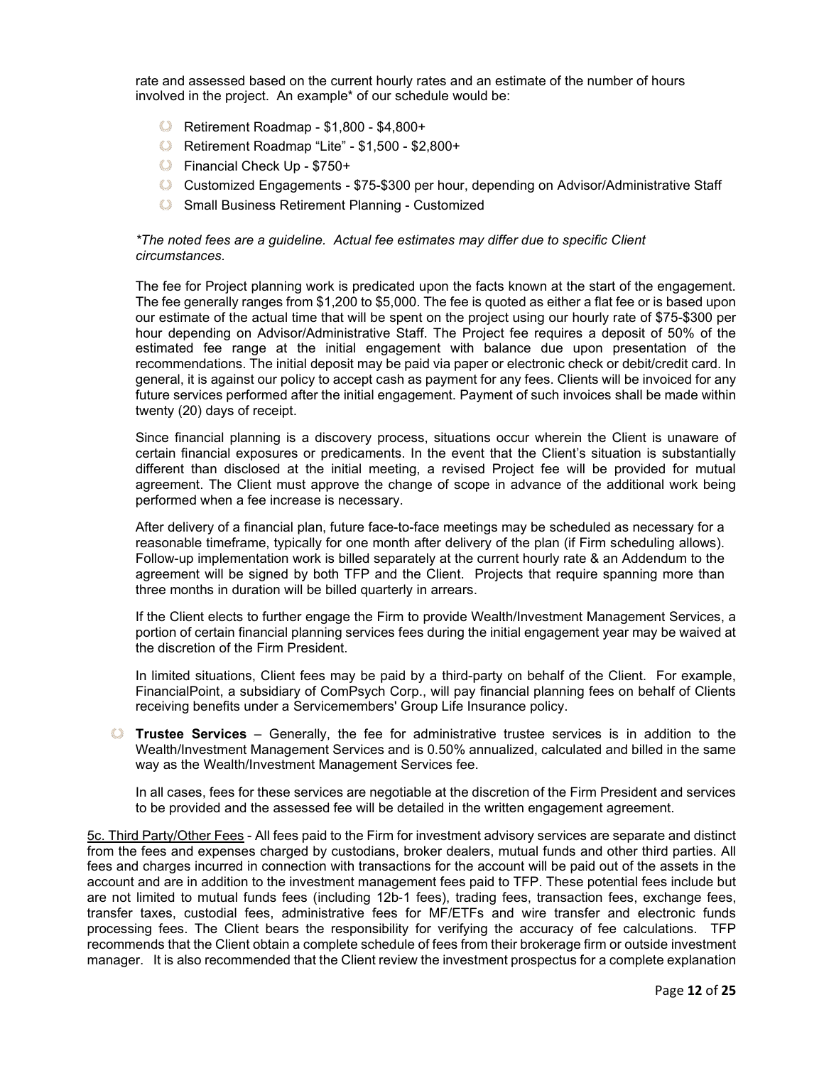rate and assessed based on the current hourly rates and an estimate of the number of hours involved in the project. An example* of our schedule would be:

- Retirement Roadmap - $1,800 - $4,800+
- Retirement Roadmap "Lite" - $1,500 - $2,800+
- Financial Check Up - $750+
- Customized Engagements - $75-$300 per hour, depending on Advisor/Administrative Staff
- Small Business Retirement Planning - Customized

*\*The noted fees are a guideline. Actual fee estimates may differ due to specific Client circumstances.*

The fee for Project planning work is predicated upon the facts known at the start of the engagement. The fee generally ranges from $1,200 to $5,000. The fee is quoted as either a flat fee or is based upon our estimate of the actual time that will be spent on the project using our hourly rate of $75-$300 per hour depending on Advisor/Administrative Staff. The Project fee requires a deposit of 50% of the estimated fee range at the initial engagement with balance due upon presentation of the recommendations. The initial deposit may be paid via paper or electronic check or debit/credit card. In general, it is against our policy to accept cash as payment for any fees. Clients will be invoiced for any future services performed after the initial engagement. Payment of such invoices shall be made within twenty (20) days of receipt.

Since financial planning is a discovery process, situations occur wherein the Client is unaware of certain financial exposures or predicaments. In the event that the Client's situation is substantially different than disclosed at the initial meeting, a revised Project fee will be provided for mutual agreement. The Client must approve the change of scope in advance of the additional work being performed when a fee increase is necessary.

After delivery of a financial plan, future face-to-face meetings may be scheduled as necessary for a reasonable timeframe, typically for one month after delivery of the plan (if Firm scheduling allows). Follow-up implementation work is billed separately at the current hourly rate & an Addendum to the agreement will be signed by both TFP and the Client. Projects that require spanning more than three months in duration will be billed quarterly in arrears.

If the Client elects to further engage the Firm to provide Wealth/Investment Management Services, a portion of certain financial planning services fees during the initial engagement year may be waived at the discretion of the Firm President.

In limited situations, Client fees may be paid by a third-party on behalf of the Client. For example, FinancialPoint, a subsidiary of ComPsych Corp., will pay financial planning fees on behalf of Clients receiving benefits under a Servicemembers' Group Life Insurance policy.

- **Trustee Services** – Generally, the fee for administrative trustee services is in addition to the Wealth/Investment Management Services and is 0.50% annualized, calculated and billed in the same way as the Wealth/Investment Management Services fee.

In all cases, fees for these services are negotiable at the discretion of the Firm President and services to be provided and the assessed fee will be detailed in the written engagement agreement.

5c. Third Party/Other Fees - All fees paid to the Firm for investment advisory services are separate and distinct from the fees and expenses charged by custodians, broker dealers, mutual funds and other third parties. All fees and charges incurred in connection with transactions for the account will be paid out of the assets in the account and are in addition to the investment management fees paid to TFP. These potential fees include but are not limited to mutual funds fees (including 12b-1 fees), trading fees, transaction fees, exchange fees, transfer taxes, custodial fees, administrative fees for MF/ETFs and wire transfer and electronic funds processing fees. The Client bears the responsibility for verifying the accuracy of fee calculations. TFP recommends that the Client obtain a complete schedule of fees from their brokerage firm or outside investment manager. It is also recommended that the Client review the investment prospectus for a complete explanation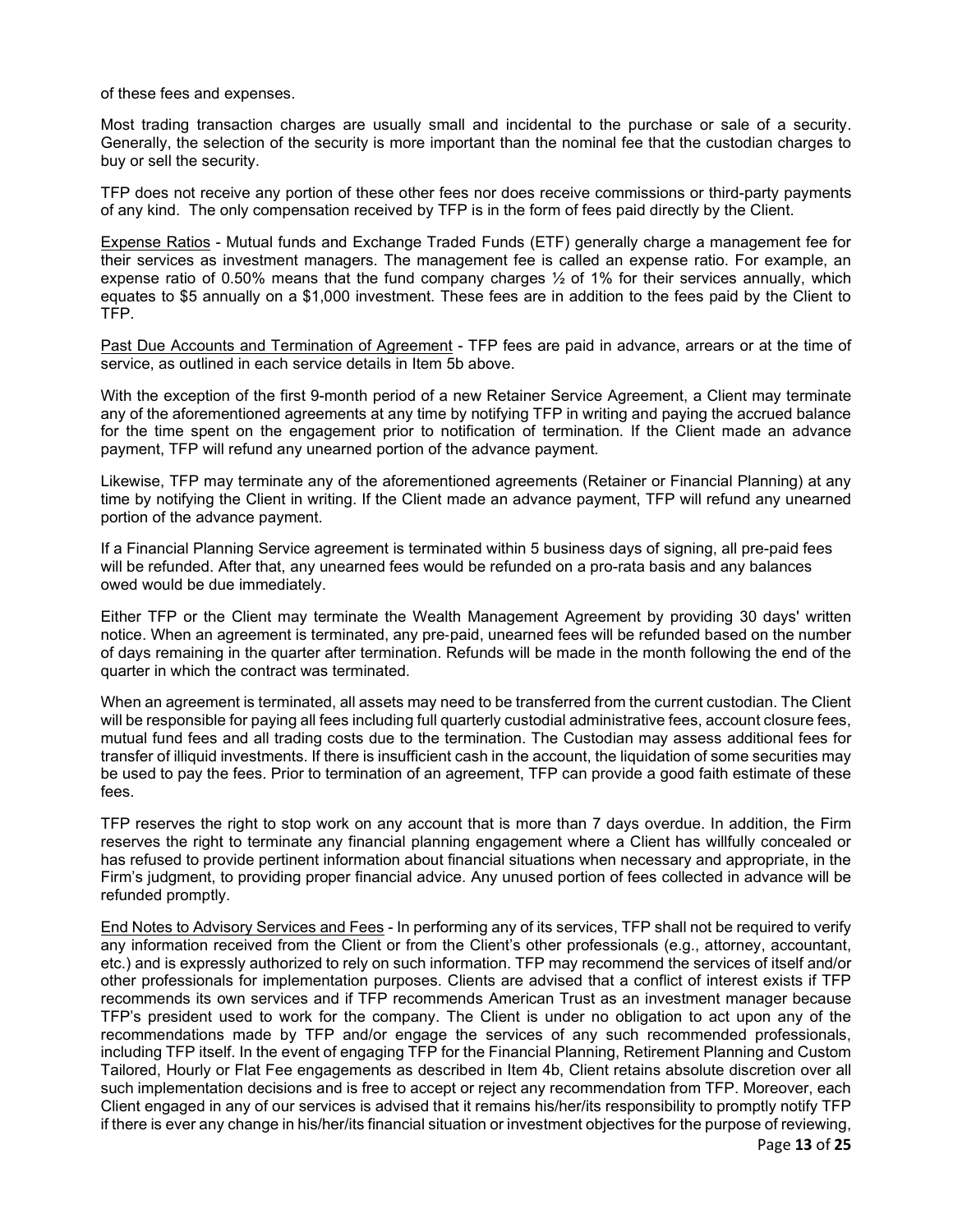of these fees and expenses.

Most trading transaction charges are usually small and incidental to the purchase or sale of a security. Generally, the selection of the security is more important than the nominal fee that the custodian charges to buy or sell the security.

TFP does not receive any portion of these other fees nor does receive commissions or third-party payments of any kind. The only compensation received by TFP is in the form of fees paid directly by the Client.

Expense Ratios - Mutual funds and Exchange Traded Funds (ETF) generally charge a management fee for their services as investment managers. The management fee is called an expense ratio. For example, an expense ratio of 0.50% means that the fund company charges ½ of 1% for their services annually, which equates to $5 annually on a $1,000 investment. These fees are in addition to the fees paid by the Client to TFP.

Past Due Accounts and Termination of Agreement - TFP fees are paid in advance, arrears or at the time of service, as outlined in each service details in Item 5b above.

With the exception of the first 9-month period of a new Retainer Service Agreement, a Client may terminate any of the aforementioned agreements at any time by notifying TFP in writing and paying the accrued balance for the time spent on the engagement prior to notification of termination. If the Client made an advance payment, TFP will refund any unearned portion of the advance payment.

Likewise, TFP may terminate any of the aforementioned agreements (Retainer or Financial Planning) at any time by notifying the Client in writing. If the Client made an advance payment, TFP will refund any unearned portion of the advance payment.

If a Financial Planning Service agreement is terminated within 5 business days of signing, all pre-paid fees will be refunded. After that, any unearned fees would be refunded on a pro-rata basis and any balances owed would be due immediately.

Either TFP or the Client may terminate the Wealth Management Agreement by providing 30 days' written notice. When an agreement is terminated, any pre-paid, unearned fees will be refunded based on the number of days remaining in the quarter after termination. Refunds will be made in the month following the end of the quarter in which the contract was terminated.

When an agreement is terminated, all assets may need to be transferred from the current custodian. The Client will be responsible for paying all fees including full quarterly custodial administrative fees, account closure fees, mutual fund fees and all trading costs due to the termination. The Custodian may assess additional fees for transfer of illiquid investments. If there is insufficient cash in the account, the liquidation of some securities may be used to pay the fees. Prior to termination of an agreement, TFP can provide a good faith estimate of these fees.

TFP reserves the right to stop work on any account that is more than 7 days overdue. In addition, the Firm reserves the right to terminate any financial planning engagement where a Client has willfully concealed or has refused to provide pertinent information about financial situations when necessary and appropriate, in the Firm's judgment, to providing proper financial advice. Any unused portion of fees collected in advance will be refunded promptly.

End Notes to Advisory Services and Fees - In performing any of its services, TFP shall not be required to verify any information received from the Client or from the Client's other professionals (e.g., attorney, accountant, etc.) and is expressly authorized to rely on such information. TFP may recommend the services of itself and/or other professionals for implementation purposes. Clients are advised that a conflict of interest exists if TFP recommends its own services and if TFP recommends American Trust as an investment manager because TFP's president used to work for the company. The Client is under no obligation to act upon any of the recommendations made by TFP and/or engage the services of any such recommended professionals, including TFP itself. In the event of engaging TFP for the Financial Planning, Retirement Planning and Custom Tailored, Hourly or Flat Fee engagements as described in Item 4b, Client retains absolute discretion over all such implementation decisions and is free to accept or reject any recommendation from TFP. Moreover, each Client engaged in any of our services is advised that it remains his/her/its responsibility to promptly notify TFP if there is ever any change in his/her/its financial situation or investment objectives for the purpose of reviewing,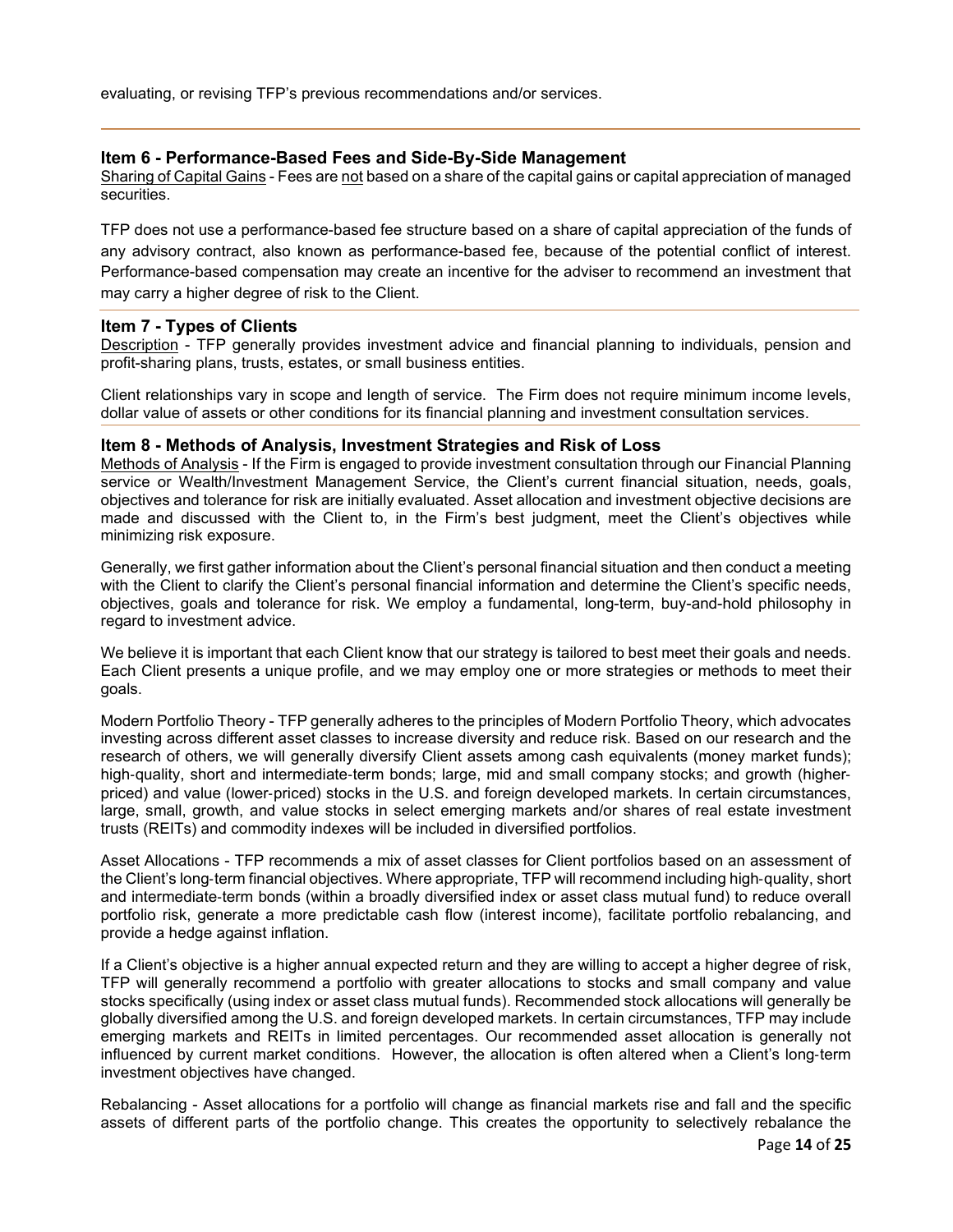evaluating, or revising TFP's previous recommendations and/or services.

---

## Item 6 - Performance-Based Fees and Side-By-Side Management

Sharing of Capital Gains - Fees are not based on a share of the capital gains or capital appreciation of managed securities.

TFP does not use a performance-based fee structure based on a share of capital appreciation of the funds of any advisory contract, also known as performance-based fee, because of the potential conflict of interest. Performance-based compensation may create an incentive for the adviser to recommend an investment that may carry a higher degree of risk to the Client.

## Item 7 - Types of Clients

Description - TFP generally provides investment advice and financial planning to individuals, pension and profit-sharing plans, trusts, estates, or small business entities.

Client relationships vary in scope and length of service. The Firm does not require minimum income levels, dollar value of assets or other conditions for its financial planning and investment consultation services.

## Item 8 - Methods of Analysis, Investment Strategies and Risk of Loss

Methods of Analysis - If the Firm is engaged to provide investment consultation through our Financial Planning service or Wealth/Investment Management Service, the Client's current financial situation, needs, goals, objectives and tolerance for risk are initially evaluated. Asset allocation and investment objective decisions are made and discussed with the Client to, in the Firm's best judgment, meet the Client's objectives while minimizing risk exposure.

Generally, we first gather information about the Client's personal financial situation and then conduct a meeting with the Client to clarify the Client's personal financial information and determine the Client's specific needs, objectives, goals and tolerance for risk. We employ a fundamental, long-term, buy-and-hold philosophy in regard to investment advice.

We believe it is important that each Client know that our strategy is tailored to best meet their goals and needs. Each Client presents a unique profile, and we may employ one or more strategies or methods to meet their goals.

Modern Portfolio Theory - TFP generally adheres to the principles of Modern Portfolio Theory, which advocates investing across different asset classes to increase diversity and reduce risk. Based on our research and the research of others, we will generally diversify Client assets among cash equivalents (money market funds); high-quality, short and intermediate-term bonds; large, mid and small company stocks; and growth (higher-priced) and value (lower-priced) stocks in the U.S. and foreign developed markets. In certain circumstances, large, small, growth, and value stocks in select emerging markets and/or shares of real estate investment trusts (REITs) and commodity indexes will be included in diversified portfolios.

Asset Allocations - TFP recommends a mix of asset classes for Client portfolios based on an assessment of the Client's long-term financial objectives. Where appropriate, TFP will recommend including high-quality, short and intermediate-term bonds (within a broadly diversified index or asset class mutual fund) to reduce overall portfolio risk, generate a more predictable cash flow (interest income), facilitate portfolio rebalancing, and provide a hedge against inflation.

If a Client's objective is a higher annual expected return and they are willing to accept a higher degree of risk, TFP will generally recommend a portfolio with greater allocations to stocks and small company and value stocks specifically (using index or asset class mutual funds). Recommended stock allocations will generally be globally diversified among the U.S. and foreign developed markets. In certain circumstances, TFP may include emerging markets and REITs in limited percentages. Our recommended asset allocation is generally not influenced by current market conditions. However, the allocation is often altered when a Client's long-term investment objectives have changed.

Rebalancing - Asset allocations for a portfolio will change as financial markets rise and fall and the specific assets of different parts of the portfolio change. This creates the opportunity to selectively rebalance the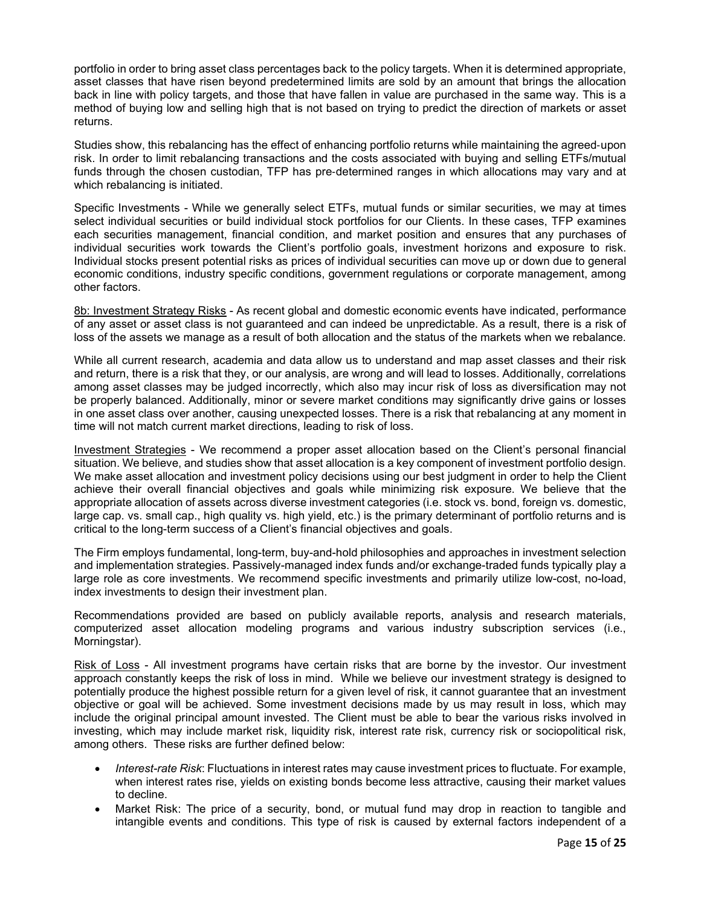portfolio in order to bring asset class percentages back to the policy targets. When it is determined appropriate, asset classes that have risen beyond predetermined limits are sold by an amount that brings the allocation back in line with policy targets, and those that have fallen in value are purchased in the same way. This is a method of buying low and selling high that is not based on trying to predict the direction of markets or asset returns.

Studies show, this rebalancing has the effect of enhancing portfolio returns while maintaining the agreed-upon risk. In order to limit rebalancing transactions and the costs associated with buying and selling ETFs/mutual funds through the chosen custodian, TFP has pre-determined ranges in which allocations may vary and at which rebalancing is initiated.

Specific Investments - While we generally select ETFs, mutual funds or similar securities, we may at times select individual securities or build individual stock portfolios for our Clients. In these cases, TFP examines each securities management, financial condition, and market position and ensures that any purchases of individual securities work towards the Client's portfolio goals, investment horizons and exposure to risk. Individual stocks present potential risks as prices of individual securities can move up or down due to general economic conditions, industry specific conditions, government regulations or corporate management, among other factors.

<u>8b: Investment Strategy Risks</u> - As recent global and domestic economic events have indicated, performance of any asset or asset class is not guaranteed and can indeed be unpredictable. As a result, there is a risk of loss of the assets we manage as a result of both allocation and the status of the markets when we rebalance.

While all current research, academia and data allow us to understand and map asset classes and their risk and return, there is a risk that they, or our analysis, are wrong and will lead to losses. Additionally, correlations among asset classes may be judged incorrectly, which also may incur risk of loss as diversification may not be properly balanced. Additionally, minor or severe market conditions may significantly drive gains or losses in one asset class over another, causing unexpected losses. There is a risk that rebalancing at any moment in time will not match current market directions, leading to risk of loss.

<u>Investment Strategies</u> - We recommend a proper asset allocation based on the Client's personal financial situation. We believe, and studies show that asset allocation is a key component of investment portfolio design. We make asset allocation and investment policy decisions using our best judgment in order to help the Client achieve their overall financial objectives and goals while minimizing risk exposure. We believe that the appropriate allocation of assets across diverse investment categories (i.e. stock vs. bond, foreign vs. domestic, large cap. vs. small cap., high quality vs. high yield, etc.) is the primary determinant of portfolio returns and is critical to the long-term success of a Client's financial objectives and goals.

The Firm employs fundamental, long-term, buy-and-hold philosophies and approaches in investment selection and implementation strategies. Passively-managed index funds and/or exchange-traded funds typically play a large role as core investments. We recommend specific investments and primarily utilize low-cost, no-load, index investments to design their investment plan.

Recommendations provided are based on publicly available reports, analysis and research materials, computerized asset allocation modeling programs and various industry subscription services (i.e., Morningstar).

<u>Risk of Loss</u> - All investment programs have certain risks that are borne by the investor. Our investment approach constantly keeps the risk of loss in mind. While we believe our investment strategy is designed to potentially produce the highest possible return for a given level of risk, it cannot guarantee that an investment objective or goal will be achieved. Some investment decisions made by us may result in loss, which may include the original principal amount invested. The Client must be able to bear the various risks involved in investing, which may include market risk, liquidity risk, interest rate risk, currency risk or sociopolitical risk, among others. These risks are further defined below:

- *Interest-rate Risk*: Fluctuations in interest rates may cause investment prices to fluctuate. For example, when interest rates rise, yields on existing bonds become less attractive, causing their market values to decline.
- Market Risk: The price of a security, bond, or mutual fund may drop in reaction to tangible and intangible events and conditions. This type of risk is caused by external factors independent of a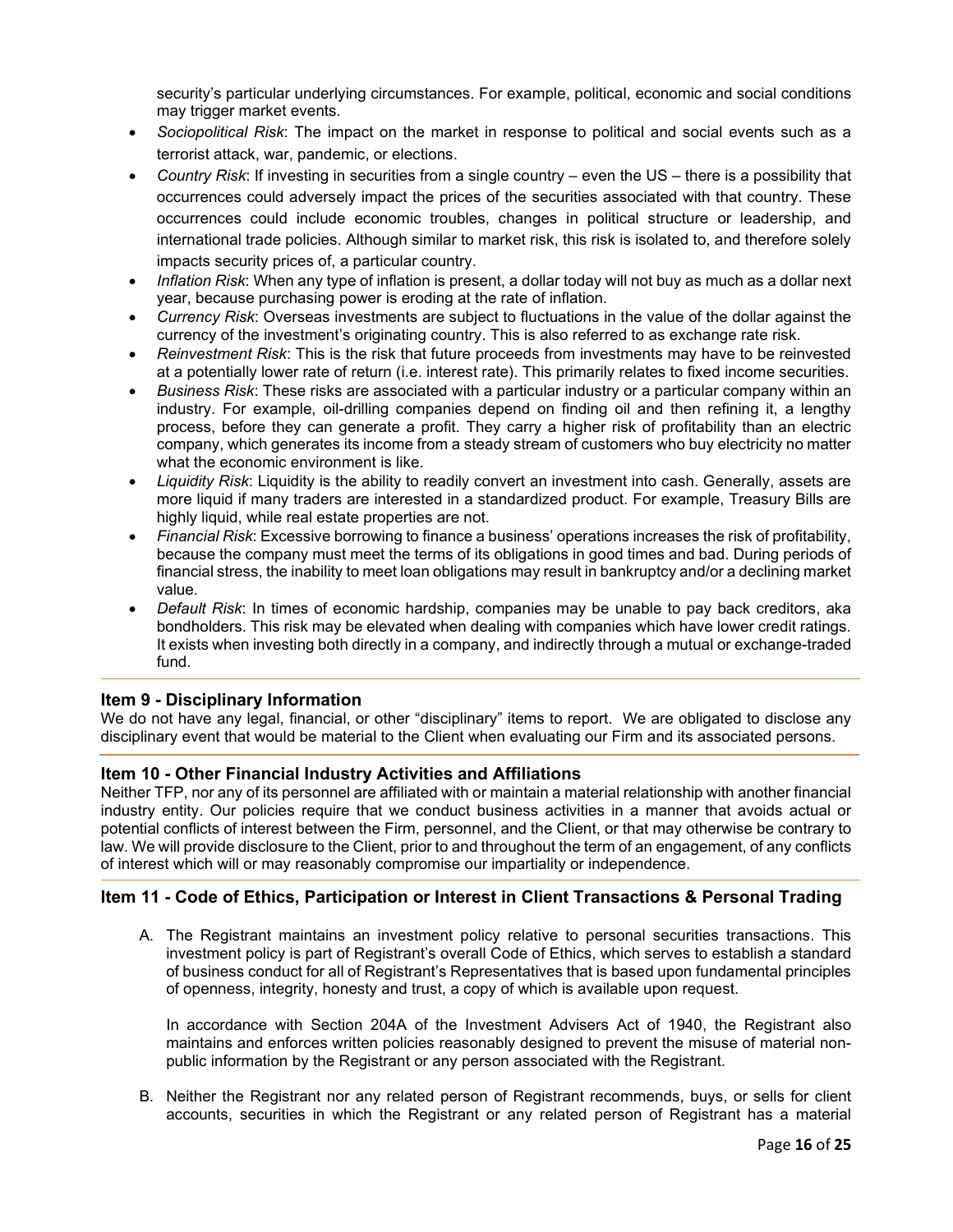security's particular underlying circumstances. For example, political, economic and social conditions may trigger market events.

- *Sociopolitical Risk*: The impact on the market in response to political and social events such as a terrorist attack, war, pandemic, or elections.
- *Country Risk*: If investing in securities from a single country – even the US – there is a possibility that occurrences could adversely impact the prices of the securities associated with that country. These occurrences could include economic troubles, changes in political structure or leadership, and international trade policies. Although similar to market risk, this risk is isolated to, and therefore solely impacts security prices of, a particular country.
- *Inflation Risk*: When any type of inflation is present, a dollar today will not buy as much as a dollar next year, because purchasing power is eroding at the rate of inflation.
- *Currency Risk*: Overseas investments are subject to fluctuations in the value of the dollar against the currency of the investment's originating country. This is also referred to as exchange rate risk.
- *Reinvestment Risk*: This is the risk that future proceeds from investments may have to be reinvested at a potentially lower rate of return (i.e. interest rate). This primarily relates to fixed income securities.
- *Business Risk*: These risks are associated with a particular industry or a particular company within an industry. For example, oil-drilling companies depend on finding oil and then refining it, a lengthy process, before they can generate a profit. They carry a higher risk of profitability than an electric company, which generates its income from a steady stream of customers who buy electricity no matter what the economic environment is like.
- *Liquidity Risk*: Liquidity is the ability to readily convert an investment into cash. Generally, assets are more liquid if many traders are interested in a standardized product. For example, Treasury Bills are highly liquid, while real estate properties are not.
- *Financial Risk*: Excessive borrowing to finance a business' operations increases the risk of profitability, because the company must meet the terms of its obligations in good times and bad. During periods of financial stress, the inability to meet loan obligations may result in bankruptcy and/or a declining market value.
- *Default Risk*: In times of economic hardship, companies may be unable to pay back creditors, aka bondholders. This risk may be elevated when dealing with companies which have lower credit ratings. It exists when investing both directly in a company, and indirectly through a mutual or exchange-traded fund.

## Item 9 - Disciplinary Information

We do not have any legal, financial, or other "disciplinary" items to report. We are obligated to disclose any disciplinary event that would be material to the Client when evaluating our Firm and its associated persons.

## Item 10 - Other Financial Industry Activities and Affiliations

Neither TFP, nor any of its personnel are affiliated with or maintain a material relationship with another financial industry entity. Our policies require that we conduct business activities in a manner that avoids actual or potential conflicts of interest between the Firm, personnel, and the Client, or that may otherwise be contrary to law. We will provide disclosure to the Client, prior to and throughout the term of an engagement, of any conflicts of interest which will or may reasonably compromise our impartiality or independence.

## Item 11 - Code of Ethics, Participation or Interest in Client Transactions & Personal Trading

A. The Registrant maintains an investment policy relative to personal securities transactions. This investment policy is part of Registrant's overall Code of Ethics, which serves to establish a standard of business conduct for all of Registrant's Representatives that is based upon fundamental principles of openness, integrity, honesty and trust, a copy of which is available upon request.

   In accordance with Section 204A of the Investment Advisers Act of 1940, the Registrant also maintains and enforces written policies reasonably designed to prevent the misuse of material non-public information by the Registrant or any person associated with the Registrant.

B. Neither the Registrant nor any related person of Registrant recommends, buys, or sells for client accounts, securities in which the Registrant or any related person of Registrant has a material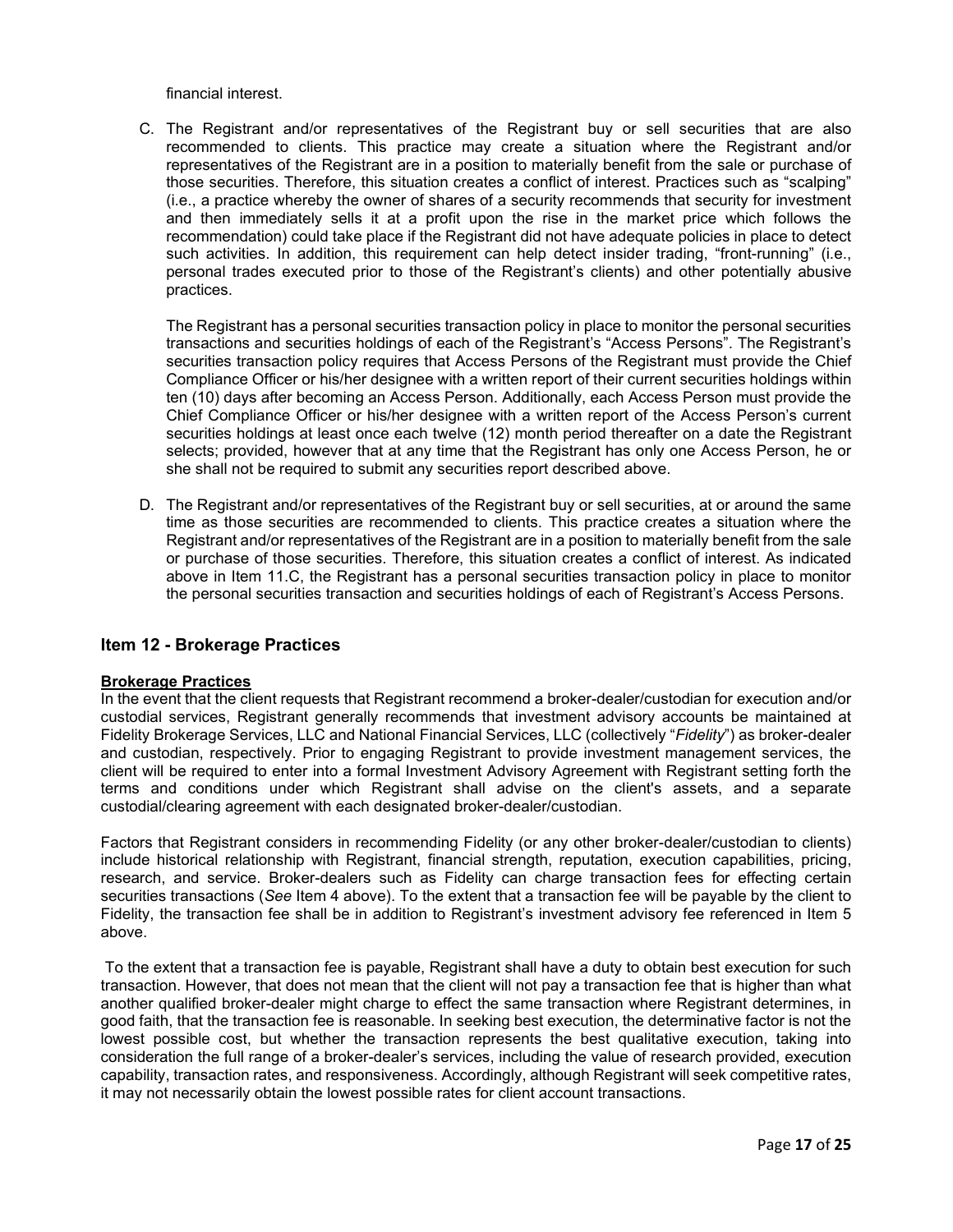financial interest.

C. The Registrant and/or representatives of the Registrant buy or sell securities that are also recommended to clients. This practice may create a situation where the Registrant and/or representatives of the Registrant are in a position to materially benefit from the sale or purchase of those securities. Therefore, this situation creates a conflict of interest. Practices such as "scalping" (i.e., a practice whereby the owner of shares of a security recommends that security for investment and then immediately sells it at a profit upon the rise in the market price which follows the recommendation) could take place if the Registrant did not have adequate policies in place to detect such activities. In addition, this requirement can help detect insider trading, "front-running" (i.e., personal trades executed prior to those of the Registrant's clients) and other potentially abusive practices.

   The Registrant has a personal securities transaction policy in place to monitor the personal securities transactions and securities holdings of each of the Registrant's "Access Persons". The Registrant's securities transaction policy requires that Access Persons of the Registrant must provide the Chief Compliance Officer or his/her designee with a written report of their current securities holdings within ten (10) days after becoming an Access Person. Additionally, each Access Person must provide the Chief Compliance Officer or his/her designee with a written report of the Access Person's current securities holdings at least once each twelve (12) month period thereafter on a date the Registrant selects; provided, however that at any time that the Registrant has only one Access Person, he or she shall not be required to submit any securities report described above.

D. The Registrant and/or representatives of the Registrant buy or sell securities, at or around the same time as those securities are recommended to clients. This practice creates a situation where the Registrant and/or representatives of the Registrant are in a position to materially benefit from the sale or purchase of those securities. Therefore, this situation creates a conflict of interest. As indicated above in Item 11.C, the Registrant has a personal securities transaction policy in place to monitor the personal securities transaction and securities holdings of each of Registrant's Access Persons.

## Item 12 - Brokerage Practices

**Brokerage Practices**

In the event that the client requests that Registrant recommend a broker-dealer/custodian for execution and/or custodial services, Registrant generally recommends that investment advisory accounts be maintained at Fidelity Brokerage Services, LLC and National Financial Services, LLC (collectively "*Fidelity*") as broker-dealer and custodian, respectively. Prior to engaging Registrant to provide investment management services, the client will be required to enter into a formal Investment Advisory Agreement with Registrant setting forth the terms and conditions under which Registrant shall advise on the client's assets, and a separate custodial/clearing agreement with each designated broker-dealer/custodian.

Factors that Registrant considers in recommending Fidelity (or any other broker-dealer/custodian to clients) include historical relationship with Registrant, financial strength, reputation, execution capabilities, pricing, research, and service. Broker-dealers such as Fidelity can charge transaction fees for effecting certain securities transactions (*See* Item 4 above). To the extent that a transaction fee will be payable by the client to Fidelity, the transaction fee shall be in addition to Registrant's investment advisory fee referenced in Item 5 above.

To the extent that a transaction fee is payable, Registrant shall have a duty to obtain best execution for such transaction. However, that does not mean that the client will not pay a transaction fee that is higher than what another qualified broker-dealer might charge to effect the same transaction where Registrant determines, in good faith, that the transaction fee is reasonable. In seeking best execution, the determinative factor is not the lowest possible cost, but whether the transaction represents the best qualitative execution, taking into consideration the full range of a broker-dealer's services, including the value of research provided, execution capability, transaction rates, and responsiveness. Accordingly, although Registrant will seek competitive rates, it may not necessarily obtain the lowest possible rates for client account transactions.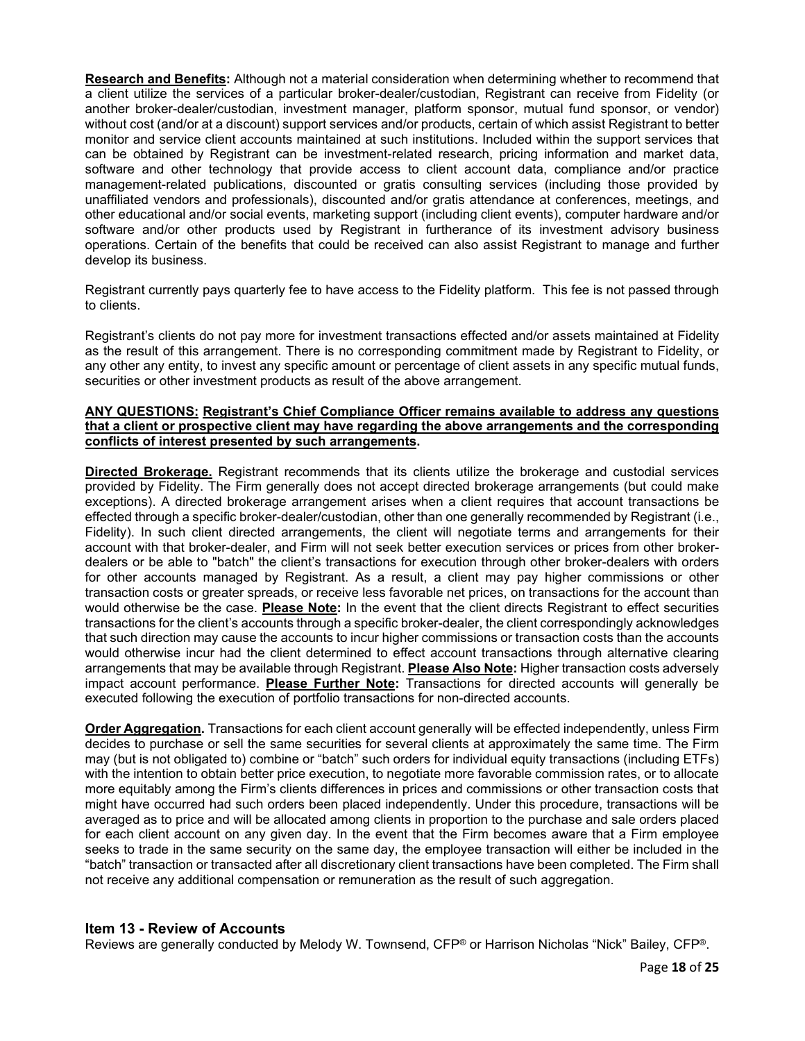**Research and Benefits:** Although not a material consideration when determining whether to recommend that a client utilize the services of a particular broker-dealer/custodian, Registrant can receive from Fidelity (or another broker-dealer/custodian, investment manager, platform sponsor, mutual fund sponsor, or vendor) without cost (and/or at a discount) support services and/or products, certain of which assist Registrant to better monitor and service client accounts maintained at such institutions. Included within the support services that can be obtained by Registrant can be investment-related research, pricing information and market data, software and other technology that provide access to client account data, compliance and/or practice management-related publications, discounted or gratis consulting services (including those provided by unaffiliated vendors and professionals), discounted and/or gratis attendance at conferences, meetings, and other educational and/or social events, marketing support (including client events), computer hardware and/or software and/or other products used by Registrant in furtherance of its investment advisory business operations. Certain of the benefits that could be received can also assist Registrant to manage and further develop its business.

Registrant currently pays quarterly fee to have access to the Fidelity platform. This fee is not passed through to clients.

Registrant's clients do not pay more for investment transactions effected and/or assets maintained at Fidelity as the result of this arrangement. There is no corresponding commitment made by Registrant to Fidelity, or any other any entity, to invest any specific amount or percentage of client assets in any specific mutual funds, securities or other investment products as result of the above arrangement.

**ANY QUESTIONS: Registrant's Chief Compliance Officer remains available to address any questions that a client or prospective client may have regarding the above arrangements and the corresponding conflicts of interest presented by such arrangements.**

**Directed Brokerage.** Registrant recommends that its clients utilize the brokerage and custodial services provided by Fidelity. The Firm generally does not accept directed brokerage arrangements (but could make exceptions). A directed brokerage arrangement arises when a client requires that account transactions be effected through a specific broker-dealer/custodian, other than one generally recommended by Registrant (i.e., Fidelity). In such client directed arrangements, the client will negotiate terms and arrangements for their account with that broker-dealer, and Firm will not seek better execution services or prices from other broker-dealers or be able to "batch" the client's transactions for execution through other broker-dealers with orders for other accounts managed by Registrant. As a result, a client may pay higher commissions or other transaction costs or greater spreads, or receive less favorable net prices, on transactions for the account than would otherwise be the case. **Please Note:** In the event that the client directs Registrant to effect securities transactions for the client's accounts through a specific broker-dealer, the client correspondingly acknowledges that such direction may cause the accounts to incur higher commissions or transaction costs than the accounts would otherwise incur had the client determined to effect account transactions through alternative clearing arrangements that may be available through Registrant. **Please Also Note:** Higher transaction costs adversely impact account performance. **Please Further Note:** Transactions for directed accounts will generally be executed following the execution of portfolio transactions for non-directed accounts.

**Order Aggregation.** Transactions for each client account generally will be effected independently, unless Firm decides to purchase or sell the same securities for several clients at approximately the same time. The Firm may (but is not obligated to) combine or "batch" such orders for individual equity transactions (including ETFs) with the intention to obtain better price execution, to negotiate more favorable commission rates, or to allocate more equitably among the Firm's clients differences in prices and commissions or other transaction costs that might have occurred had such orders been placed independently. Under this procedure, transactions will be averaged as to price and will be allocated among clients in proportion to the purchase and sale orders placed for each client account on any given day. In the event that the Firm becomes aware that a Firm employee seeks to trade in the same security on the same day, the employee transaction will either be included in the "batch" transaction or transacted after all discretionary client transactions have been completed. The Firm shall not receive any additional compensation or remuneration as the result of such aggregation.

## Item 13 - Review of Accounts

Reviews are generally conducted by Melody W. Townsend, CFP® or Harrison Nicholas "Nick" Bailey, CFP®.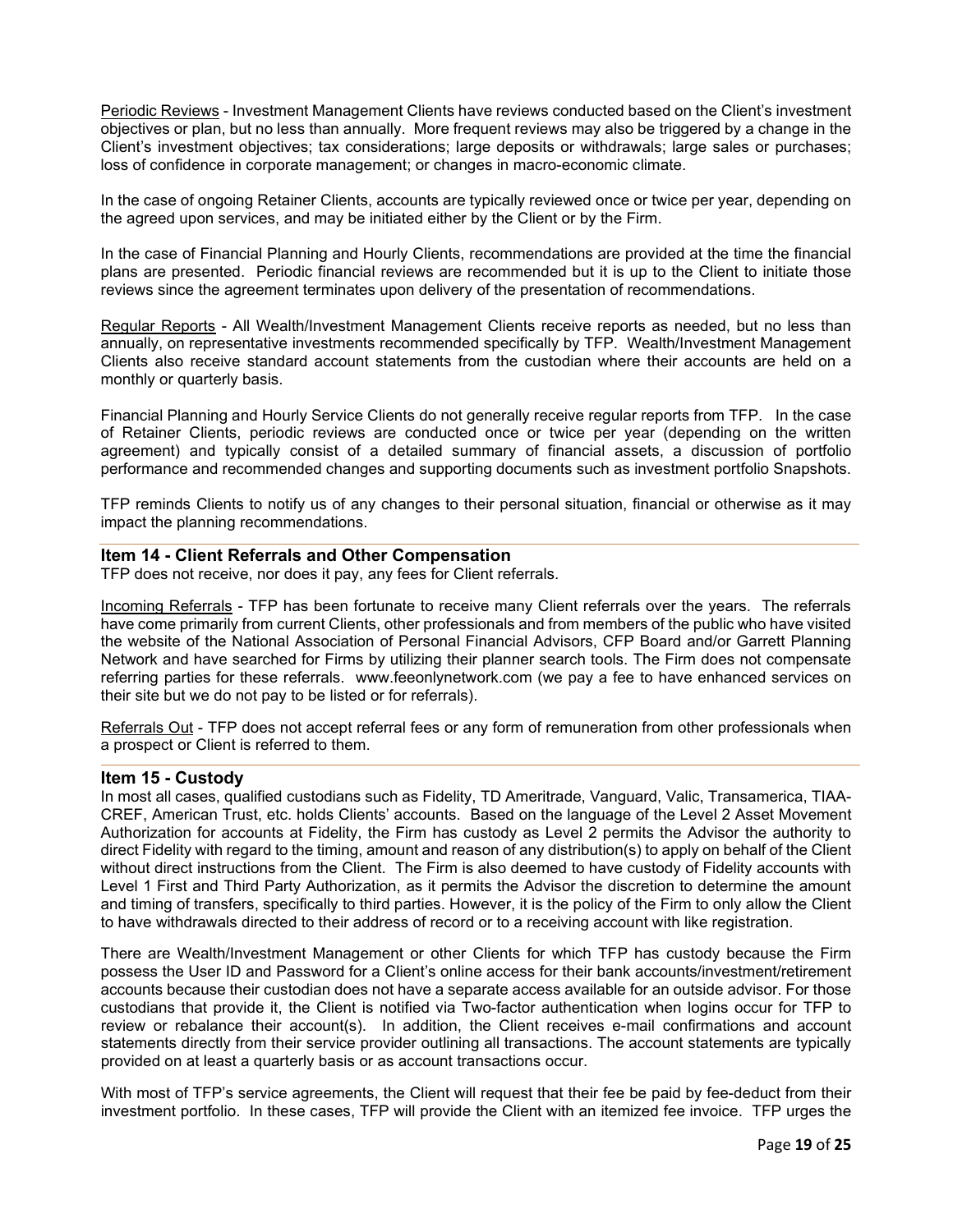Periodic Reviews - Investment Management Clients have reviews conducted based on the Client's investment objectives or plan, but no less than annually. More frequent reviews may also be triggered by a change in the Client's investment objectives; tax considerations; large deposits or withdrawals; large sales or purchases; loss of confidence in corporate management; or changes in macro-economic climate.

In the case of ongoing Retainer Clients, accounts are typically reviewed once or twice per year, depending on the agreed upon services, and may be initiated either by the Client or by the Firm.

In the case of Financial Planning and Hourly Clients, recommendations are provided at the time the financial plans are presented. Periodic financial reviews are recommended but it is up to the Client to initiate those reviews since the agreement terminates upon delivery of the presentation of recommendations.

Regular Reports - All Wealth/Investment Management Clients receive reports as needed, but no less than annually, on representative investments recommended specifically by TFP. Wealth/Investment Management Clients also receive standard account statements from the custodian where their accounts are held on a monthly or quarterly basis.

Financial Planning and Hourly Service Clients do not generally receive regular reports from TFP. In the case of Retainer Clients, periodic reviews are conducted once or twice per year (depending on the written agreement) and typically consist of a detailed summary of financial assets, a discussion of portfolio performance and recommended changes and supporting documents such as investment portfolio Snapshots.

TFP reminds Clients to notify us of any changes to their personal situation, financial or otherwise as it may impact the planning recommendations.

## Item 14 - Client Referrals and Other Compensation

TFP does not receive, nor does it pay, any fees for Client referrals.

Incoming Referrals - TFP has been fortunate to receive many Client referrals over the years. The referrals have come primarily from current Clients, other professionals and from members of the public who have visited the website of the National Association of Personal Financial Advisors, CFP Board and/or Garrett Planning Network and have searched for Firms by utilizing their planner search tools. The Firm does not compensate referring parties for these referrals. www.feeonlynetwork.com (we pay a fee to have enhanced services on their site but we do not pay to be listed or for referrals).

Referrals Out - TFP does not accept referral fees or any form of remuneration from other professionals when a prospect or Client is referred to them.

## Item 15 - Custody

In most all cases, qualified custodians such as Fidelity, TD Ameritrade, Vanguard, Valic, Transamerica, TIAA-CREF, American Trust, etc. holds Clients' accounts. Based on the language of the Level 2 Asset Movement Authorization for accounts at Fidelity, the Firm has custody as Level 2 permits the Advisor the authority to direct Fidelity with regard to the timing, amount and reason of any distribution(s) to apply on behalf of the Client without direct instructions from the Client. The Firm is also deemed to have custody of Fidelity accounts with Level 1 First and Third Party Authorization, as it permits the Advisor the discretion to determine the amount and timing of transfers, specifically to third parties. However, it is the policy of the Firm to only allow the Client to have withdrawals directed to their address of record or to a receiving account with like registration.

There are Wealth/Investment Management or other Clients for which TFP has custody because the Firm possess the User ID and Password for a Client's online access for their bank accounts/investment/retirement accounts because their custodian does not have a separate access available for an outside advisor. For those custodians that provide it, the Client is notified via Two-factor authentication when logins occur for TFP to review or rebalance their account(s). In addition, the Client receives e-mail confirmations and account statements directly from their service provider outlining all transactions. The account statements are typically provided on at least a quarterly basis or as account transactions occur.

With most of TFP's service agreements, the Client will request that their fee be paid by fee-deduct from their investment portfolio. In these cases, TFP will provide the Client with an itemized fee invoice. TFP urges the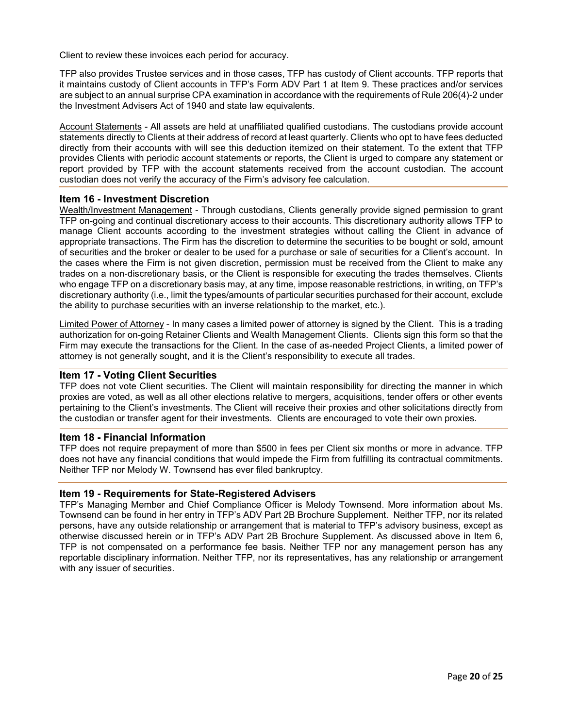Client to review these invoices each period for accuracy.

TFP also provides Trustee services and in those cases, TFP has custody of Client accounts. TFP reports that it maintains custody of Client accounts in TFP's Form ADV Part 1 at Item 9. These practices and/or services are subject to an annual surprise CPA examination in accordance with the requirements of Rule 206(4)-2 under the Investment Advisers Act of 1940 and state law equivalents.

Account Statements - All assets are held at unaffiliated qualified custodians. The custodians provide account statements directly to Clients at their address of record at least quarterly. Clients who opt to have fees deducted directly from their accounts with will see this deduction itemized on their statement. To the extent that TFP provides Clients with periodic account statements or reports, the Client is urged to compare any statement or report provided by TFP with the account statements received from the account custodian. The account custodian does not verify the accuracy of the Firm's advisory fee calculation.

## Item 16 - Investment Discretion

Wealth/Investment Management - Through custodians, Clients generally provide signed permission to grant TFP on-going and continual discretionary access to their accounts. This discretionary authority allows TFP to manage Client accounts according to the investment strategies without calling the Client in advance of appropriate transactions. The Firm has the discretion to determine the securities to be bought or sold, amount of securities and the broker or dealer to be used for a purchase or sale of securities for a Client's account. In the cases where the Firm is not given discretion, permission must be received from the Client to make any trades on a non-discretionary basis, or the Client is responsible for executing the trades themselves. Clients who engage TFP on a discretionary basis may, at any time, impose reasonable restrictions, in writing, on TFP's discretionary authority (i.e., limit the types/amounts of particular securities purchased for their account, exclude the ability to purchase securities with an inverse relationship to the market, etc.).

Limited Power of Attorney - In many cases a limited power of attorney is signed by the Client. This is a trading authorization for on-going Retainer Clients and Wealth Management Clients. Clients sign this form so that the Firm may execute the transactions for the Client. In the case of as-needed Project Clients, a limited power of attorney is not generally sought, and it is the Client's responsibility to execute all trades.

## Item 17 - Voting Client Securities

TFP does not vote Client securities. The Client will maintain responsibility for directing the manner in which proxies are voted, as well as all other elections relative to mergers, acquisitions, tender offers or other events pertaining to the Client's investments. The Client will receive their proxies and other solicitations directly from the custodian or transfer agent for their investments. Clients are encouraged to vote their own proxies.

## Item 18 - Financial Information

TFP does not require prepayment of more than $500 in fees per Client six months or more in advance. TFP does not have any financial conditions that would impede the Firm from fulfilling its contractual commitments. Neither TFP nor Melody W. Townsend has ever filed bankruptcy.

## Item 19 - Requirements for State-Registered Advisers

TFP's Managing Member and Chief Compliance Officer is Melody Townsend. More information about Ms. Townsend can be found in her entry in TFP's ADV Part 2B Brochure Supplement. Neither TFP, nor its related persons, have any outside relationship or arrangement that is material to TFP's advisory business, except as otherwise discussed herein or in TFP's ADV Part 2B Brochure Supplement. As discussed above in Item 6, TFP is not compensated on a performance fee basis. Neither TFP nor any management person has any reportable disciplinary information. Neither TFP, nor its representatives, has any relationship or arrangement with any issuer of securities.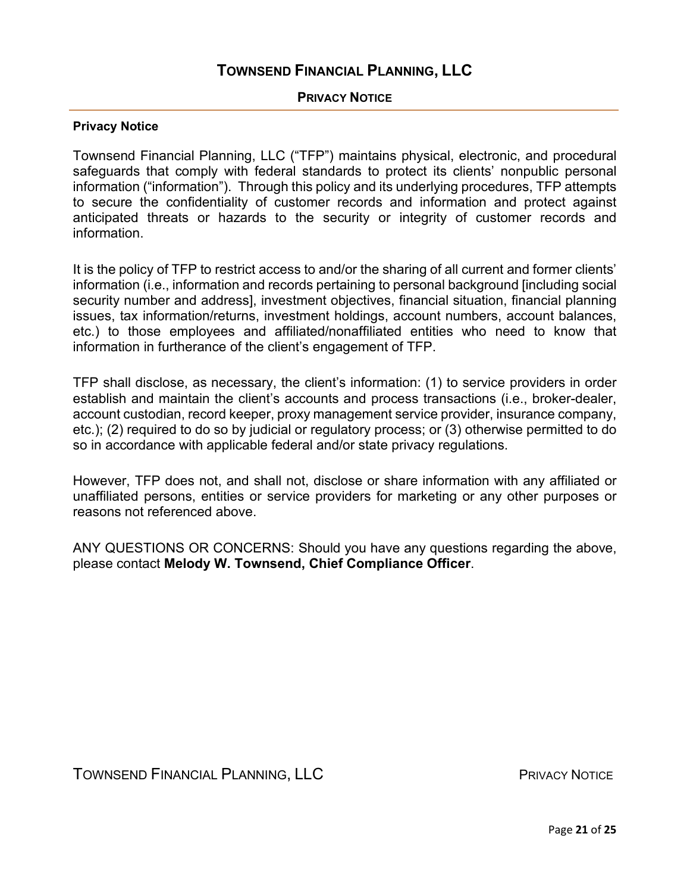## Privacy Notice

Townsend Financial Planning, LLC ("TFP") maintains physical, electronic, and procedural safeguards that comply with federal standards to protect its clients' nonpublic personal information ("information"). Through this policy and its underlying procedures, TFP attempts to secure the confidentiality of customer records and information and protect against anticipated threats or hazards to the security or integrity of customer records and information.

It is the policy of TFP to restrict access to and/or the sharing of all current and former clients' information (i.e., information and records pertaining to personal background [including social security number and address], investment objectives, financial situation, financial planning issues, tax information/returns, investment holdings, account numbers, account balances, etc.) to those employees and affiliated/nonaffiliated entities who need to know that information in furtherance of the client's engagement of TFP.

TFP shall disclose, as necessary, the client's information: (1) to service providers in order establish and maintain the client's accounts and process transactions (i.e., broker-dealer, account custodian, record keeper, proxy management service provider, insurance company, etc.); (2) required to do so by judicial or regulatory process; or (3) otherwise permitted to do so in accordance with applicable federal and/or state privacy regulations.

However, TFP does not, and shall not, disclose or share information with any affiliated or unaffiliated persons, entities or service providers for marketing or any other purposes or reasons not referenced above.

ANY QUESTIONS OR CONCERNS: Should you have any questions regarding the above, please contact **Melody W. Townsend, Chief Compliance Officer**.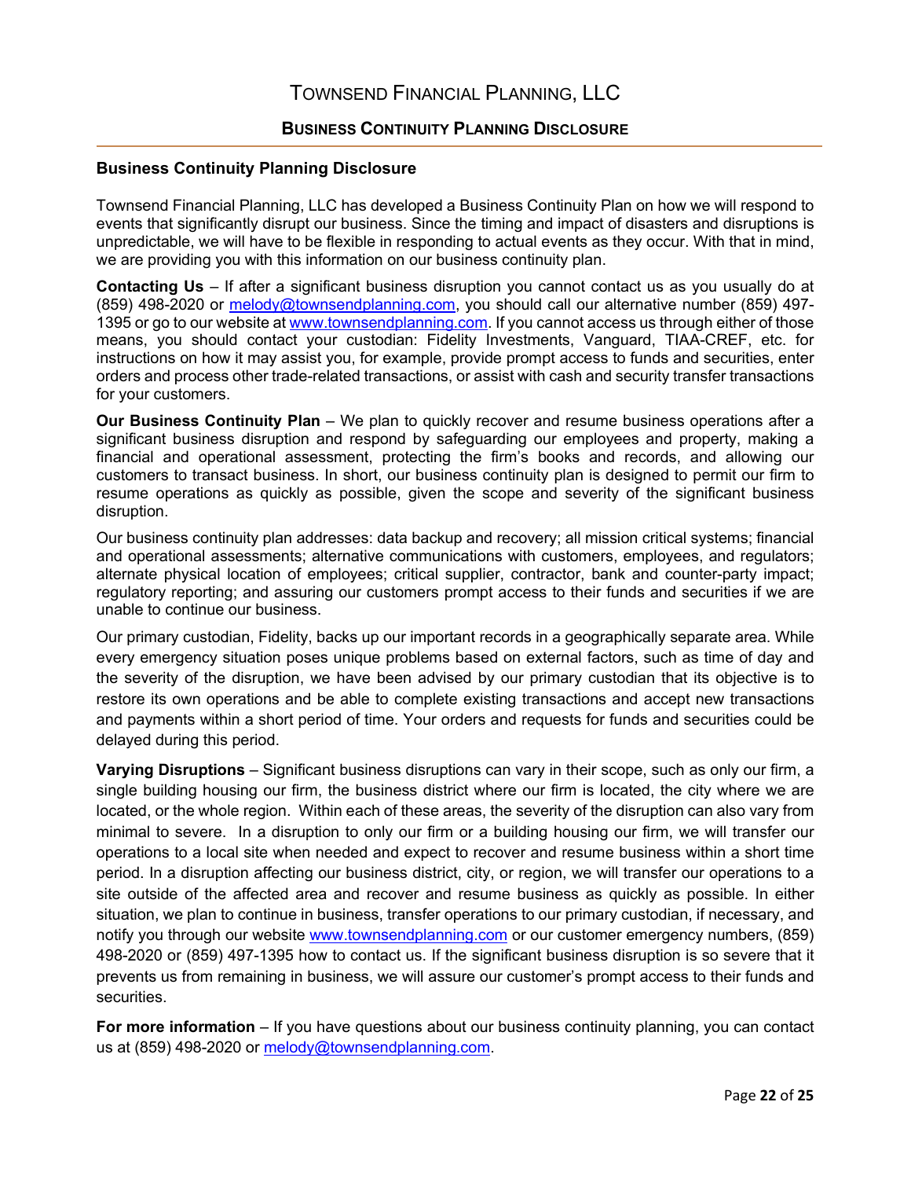# Townsend Financial Planning, LLC

## Business Continuity Planning Disclosure

### Business Continuity Planning Disclosure

Townsend Financial Planning, LLC has developed a Business Continuity Plan on how we will respond to events that significantly disrupt our business. Since the timing and impact of disasters and disruptions is unpredictable, we will have to be flexible in responding to actual events as they occur. With that in mind, we are providing you with this information on our business continuity plan.

**Contacting Us** – If after a significant business disruption you cannot contact us as you usually do at (859) 498-2020 or melody@townsendplanning.com, you should call our alternative number (859) 497-1395 or go to our website at www.townsendplanning.com. If you cannot access us through either of those means, you should contact your custodian: Fidelity Investments, Vanguard, TIAA-CREF, etc. for instructions on how it may assist you, for example, provide prompt access to funds and securities, enter orders and process other trade-related transactions, or assist with cash and security transfer transactions for your customers.

**Our Business Continuity Plan** – We plan to quickly recover and resume business operations after a significant business disruption and respond by safeguarding our employees and property, making a financial and operational assessment, protecting the firm's books and records, and allowing our customers to transact business. In short, our business continuity plan is designed to permit our firm to resume operations as quickly as possible, given the scope and severity of the significant business disruption.

Our business continuity plan addresses: data backup and recovery; all mission critical systems; financial and operational assessments; alternative communications with customers, employees, and regulators; alternate physical location of employees; critical supplier, contractor, bank and counter-party impact; regulatory reporting; and assuring our customers prompt access to their funds and securities if we are unable to continue our business.

Our primary custodian, Fidelity, backs up our important records in a geographically separate area. While every emergency situation poses unique problems based on external factors, such as time of day and the severity of the disruption, we have been advised by our primary custodian that its objective is to restore its own operations and be able to complete existing transactions and accept new transactions and payments within a short period of time. Your orders and requests for funds and securities could be delayed during this period.

**Varying Disruptions** – Significant business disruptions can vary in their scope, such as only our firm, a single building housing our firm, the business district where our firm is located, the city where we are located, or the whole region. Within each of these areas, the severity of the disruption can also vary from minimal to severe. In a disruption to only our firm or a building housing our firm, we will transfer our operations to a local site when needed and expect to recover and resume business within a short time period. In a disruption affecting our business district, city, or region, we will transfer our operations to a site outside of the affected area and recover and resume business as quickly as possible. In either situation, we plan to continue in business, transfer operations to our primary custodian, if necessary, and notify you through our website www.townsendplanning.com or our customer emergency numbers, (859) 498-2020 or (859) 497-1395 how to contact us. If the significant business disruption is so severe that it prevents us from remaining in business, we will assure our customer's prompt access to their funds and securities.

**For more information** – If you have questions about our business continuity planning, you can contact us at (859) 498-2020 or melody@townsendplanning.com.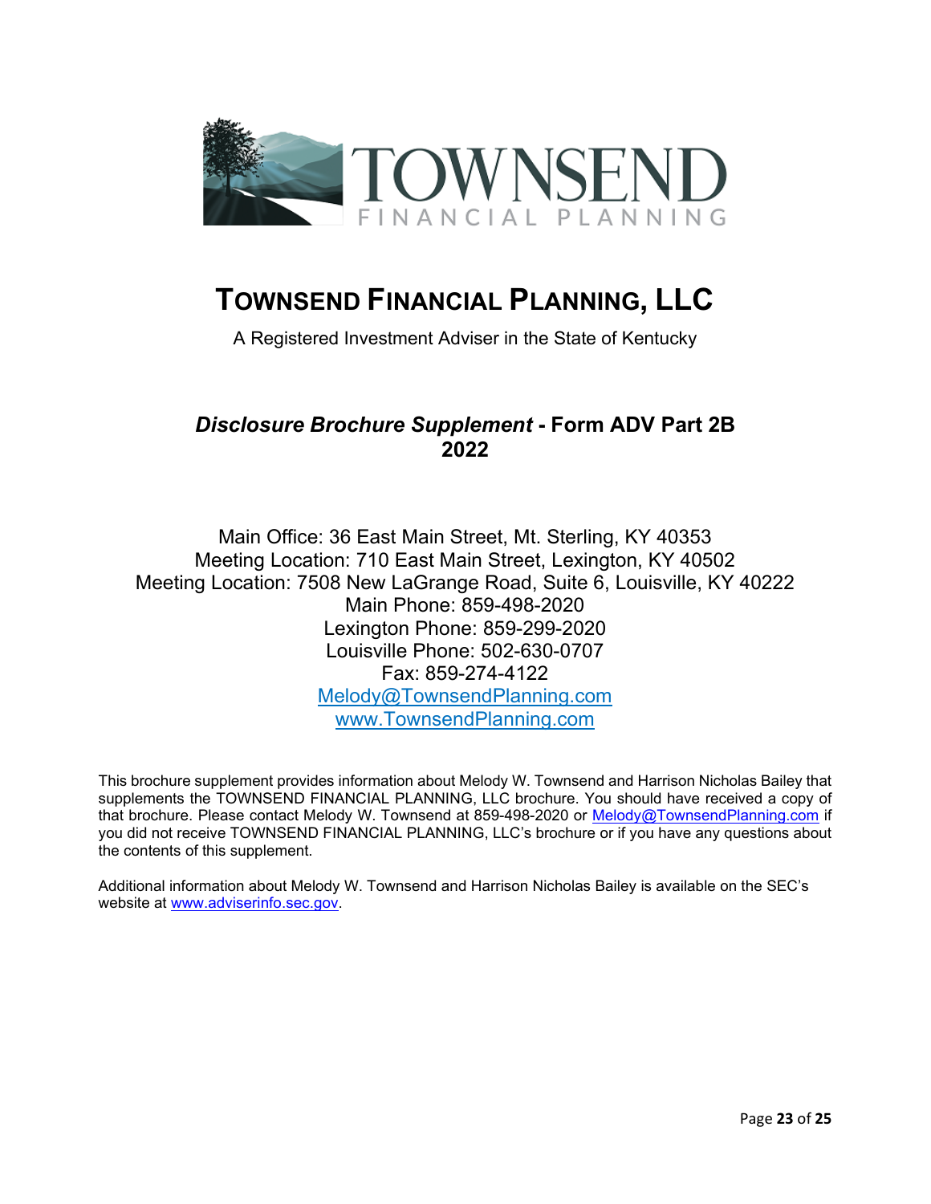TOWNSEND

FINANCIAL PLANNING

# TOWNSEND FINANCIAL PLANNING, LLC

A Registered Investment Adviser in the State of Kentucky

## *Disclosure Brochure Supplement* - Form ADV Part 2B 2022

Main Office: 36 East Main Street, Mt. Sterling, KY 40353
Meeting Location: 710 East Main Street, Lexington, KY 40502
Meeting Location: 7508 New LaGrange Road, Suite 6, Louisville, KY 40222
Main Phone: 859-498-2020
Lexington Phone: 859-299-2020
Louisville Phone: 502-630-0707
Fax: 859-274-4122
Melody@TownsendPlanning.com
www.TownsendPlanning.com

This brochure supplement provides information about Melody W. Townsend and Harrison Nicholas Bailey that supplements the TOWNSEND FINANCIAL PLANNING, LLC brochure. You should have received a copy of that brochure. Please contact Melody W. Townsend at 859-498-2020 or Melody@TownsendPlanning.com if you did not receive TOWNSEND FINANCIAL PLANNING, LLC's brochure or if you have any questions about the contents of this supplement.

Additional information about Melody W. Townsend and Harrison Nicholas Bailey is available on the SEC's website at www.adviserinfo.sec.gov.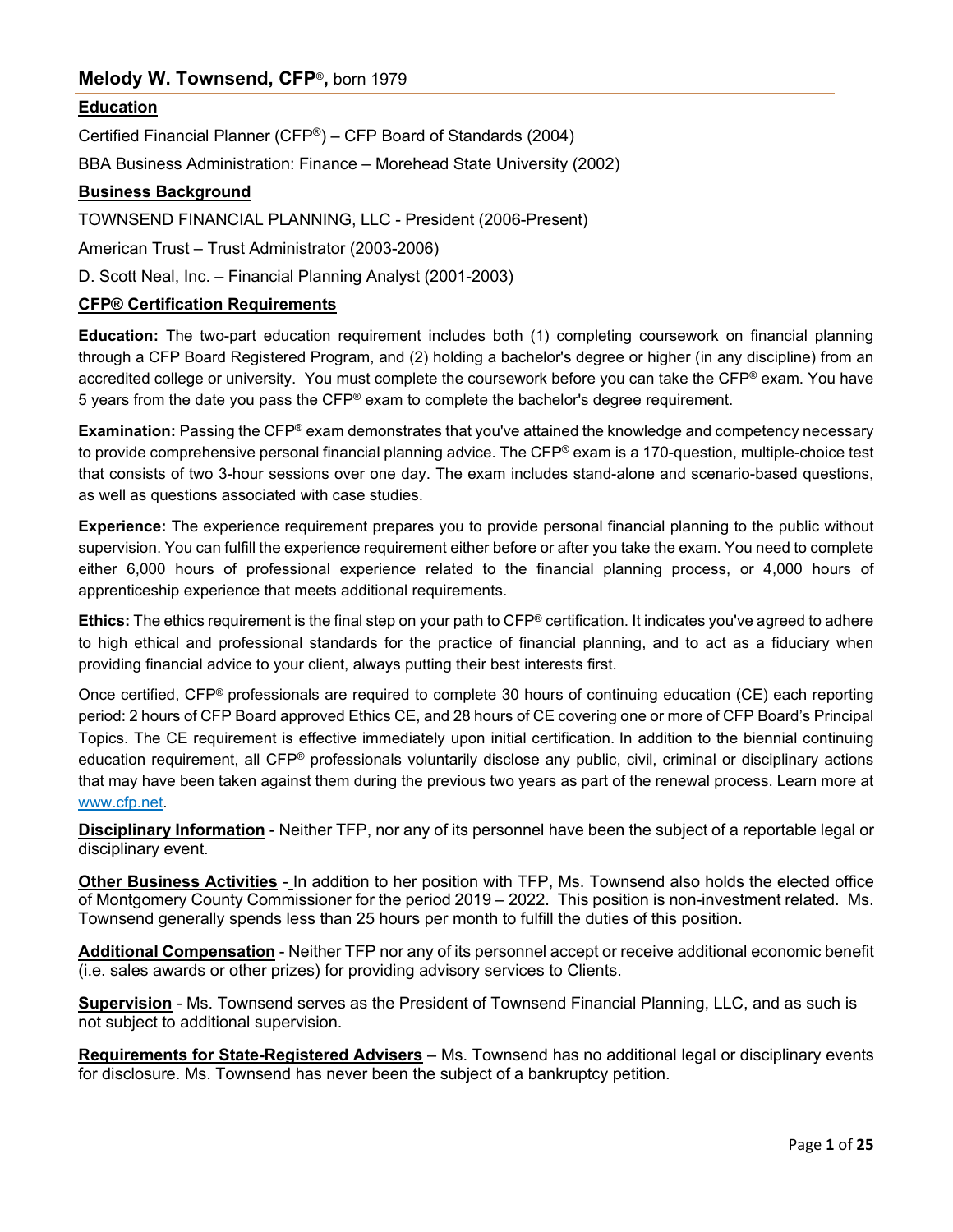## Melody W. Townsend, CFP®, born 1979

**Education**

Certified Financial Planner (CFP®) – CFP Board of Standards (2004)

BBA Business Administration: Finance – Morehead State University (2002)

**Business Background**

TOWNSEND FINANCIAL PLANNING, LLC - President (2006-Present)

American Trust – Trust Administrator (2003-2006)

D. Scott Neal, Inc. – Financial Planning Analyst (2001-2003)

**CFP® Certification Requirements**

**Education:** The two-part education requirement includes both (1) completing coursework on financial planning through a CFP Board Registered Program, and (2) holding a bachelor's degree or higher (in any discipline) from an accredited college or university. You must complete the coursework before you can take the CFP® exam. You have 5 years from the date you pass the CFP® exam to complete the bachelor's degree requirement.

**Examination:** Passing the CFP® exam demonstrates that you've attained the knowledge and competency necessary to provide comprehensive personal financial planning advice. The CFP® exam is a 170-question, multiple-choice test that consists of two 3-hour sessions over one day. The exam includes stand-alone and scenario-based questions, as well as questions associated with case studies.

**Experience:** The experience requirement prepares you to provide personal financial planning to the public without supervision. You can fulfill the experience requirement either before or after you take the exam. You need to complete either 6,000 hours of professional experience related to the financial planning process, or 4,000 hours of apprenticeship experience that meets additional requirements.

**Ethics:** The ethics requirement is the final step on your path to CFP® certification. It indicates you've agreed to adhere to high ethical and professional standards for the practice of financial planning, and to act as a fiduciary when providing financial advice to your client, always putting their best interests first.

Once certified, CFP® professionals are required to complete 30 hours of continuing education (CE) each reporting period: 2 hours of CFP Board approved Ethics CE, and 28 hours of CE covering one or more of CFP Board's Principal Topics. The CE requirement is effective immediately upon initial certification. In addition to the biennial continuing education requirement, all CFP® professionals voluntarily disclose any public, civil, criminal or disciplinary actions that may have been taken against them during the previous two years as part of the renewal process. Learn more at www.cfp.net.

**Disciplinary Information** - Neither TFP, nor any of its personnel have been the subject of a reportable legal or disciplinary event.

**Other Business Activities** - In addition to her position with TFP, Ms. Townsend also holds the elected office of Montgomery County Commissioner for the period 2019 – 2022. This position is non-investment related. Ms. Townsend generally spends less than 25 hours per month to fulfill the duties of this position.

**Additional Compensation** - Neither TFP nor any of its personnel accept or receive additional economic benefit (i.e. sales awards or other prizes) for providing advisory services to Clients.

**Supervision** - Ms. Townsend serves as the President of Townsend Financial Planning, LLC, and as such is not subject to additional supervision.

**Requirements for State-Registered Advisers** – Ms. Townsend has no additional legal or disciplinary events for disclosure. Ms. Townsend has never been the subject of a bankruptcy petition.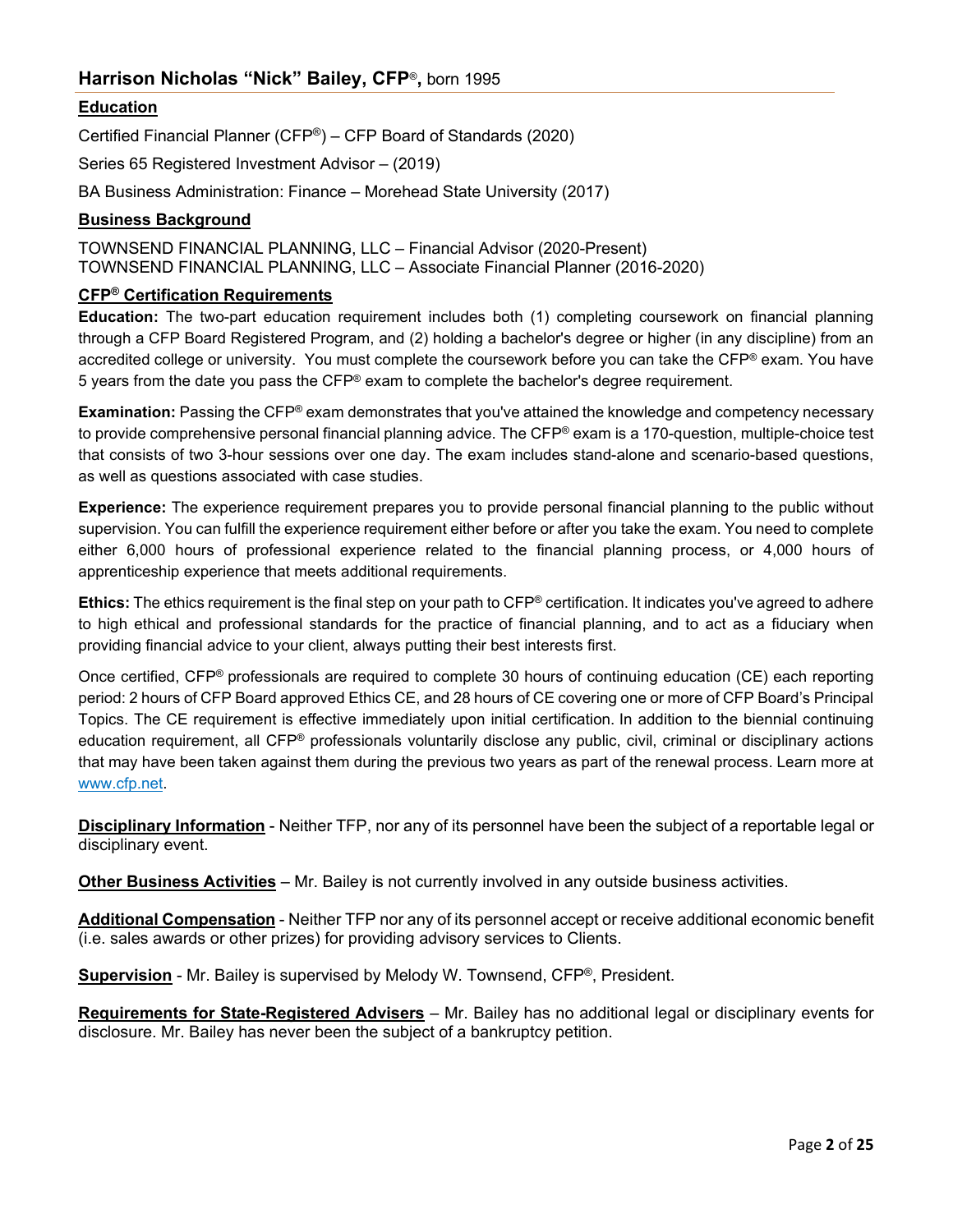## Harrison Nicholas "Nick" Bailey, CFP®, born 1995

**Education**

Certified Financial Planner (CFP®) – CFP Board of Standards (2020)

Series 65 Registered Investment Advisor – (2019)

BA Business Administration: Finance – Morehead State University (2017)

**Business Background**

TOWNSEND FINANCIAL PLANNING, LLC – Financial Advisor (2020-Present)
TOWNSEND FINANCIAL PLANNING, LLC – Associate Financial Planner (2016-2020)

**CFP® Certification Requirements**

**Education:** The two-part education requirement includes both (1) completing coursework on financial planning through a CFP Board Registered Program, and (2) holding a bachelor's degree or higher (in any discipline) from an accredited college or university. You must complete the coursework before you can take the CFP® exam. You have 5 years from the date you pass the CFP® exam to complete the bachelor's degree requirement.

**Examination:** Passing the CFP® exam demonstrates that you've attained the knowledge and competency necessary to provide comprehensive personal financial planning advice. The CFP® exam is a 170-question, multiple-choice test that consists of two 3-hour sessions over one day. The exam includes stand-alone and scenario-based questions, as well as questions associated with case studies.

**Experience:** The experience requirement prepares you to provide personal financial planning to the public without supervision. You can fulfill the experience requirement either before or after you take the exam. You need to complete either 6,000 hours of professional experience related to the financial planning process, or 4,000 hours of apprenticeship experience that meets additional requirements.

**Ethics:** The ethics requirement is the final step on your path to CFP® certification. It indicates you've agreed to adhere to high ethical and professional standards for the practice of financial planning, and to act as a fiduciary when providing financial advice to your client, always putting their best interests first.

Once certified, CFP® professionals are required to complete 30 hours of continuing education (CE) each reporting period: 2 hours of CFP Board approved Ethics CE, and 28 hours of CE covering one or more of CFP Board's Principal Topics. The CE requirement is effective immediately upon initial certification. In addition to the biennial continuing education requirement, all CFP® professionals voluntarily disclose any public, civil, criminal or disciplinary actions that may have been taken against them during the previous two years as part of the renewal process. Learn more at www.cfp.net.

**Disciplinary Information** - Neither TFP, nor any of its personnel have been the subject of a reportable legal or disciplinary event.

**Other Business Activities** – Mr. Bailey is not currently involved in any outside business activities.

**Additional Compensation** - Neither TFP nor any of its personnel accept or receive additional economic benefit (i.e. sales awards or other prizes) for providing advisory services to Clients.

**Supervision** - Mr. Bailey is supervised by Melody W. Townsend, CFP®, President.

**Requirements for State-Registered Advisers** – Mr. Bailey has no additional legal or disciplinary events for disclosure. Mr. Bailey has never been the subject of a bankruptcy petition.